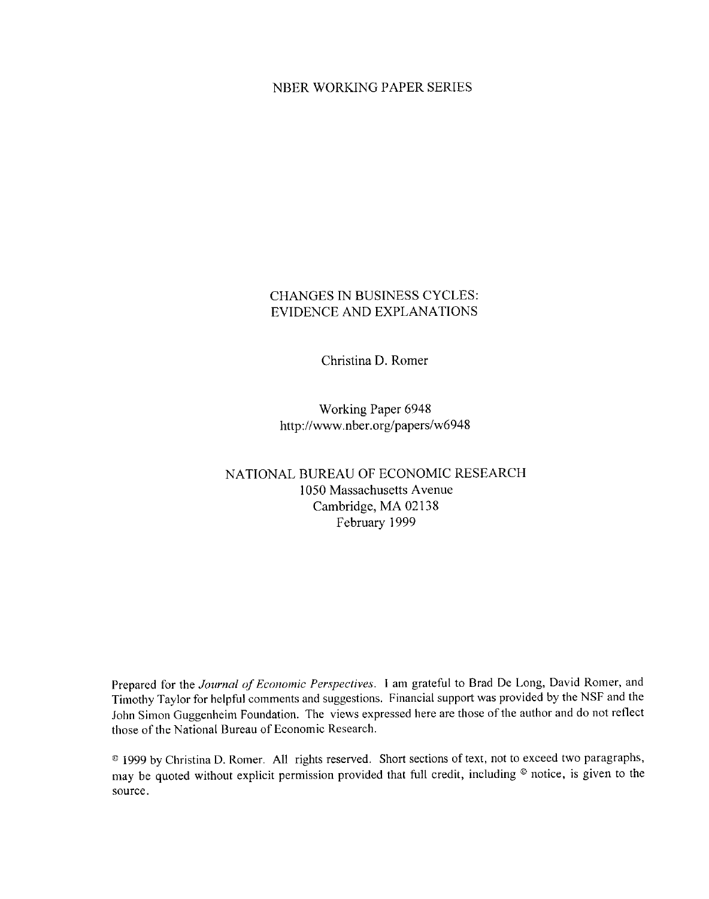NBER WORKING PAPER SERIES

# CHANGES IN BUSINESS CYCLES: EVIDENCE AND EXPLANATIONS

Christina D. Romer

Working Paper 6948
http://www.nber.org/papers/w6948

NATIONAL BUREAU OF ECONOMIC RESEARCH
1050 Massachusetts Avenue
Cambridge, MA 02138
February 1999

Prepared for the *Journal of Economic Perspectives*. I am grateful to Brad De Long, David Romer, and Timothy Taylor for helpful comments and suggestions. Financial support was provided by the NSF and the John Simon Guggenheim Foundation. The views expressed here are those of the author and do not reflect those of the National Bureau of Economic Research.

© 1999 by Christina D. Romer. All rights reserved. Short sections of text, not to exceed two paragraphs, may be quoted without explicit permission provided that full credit, including © notice, is given to the source.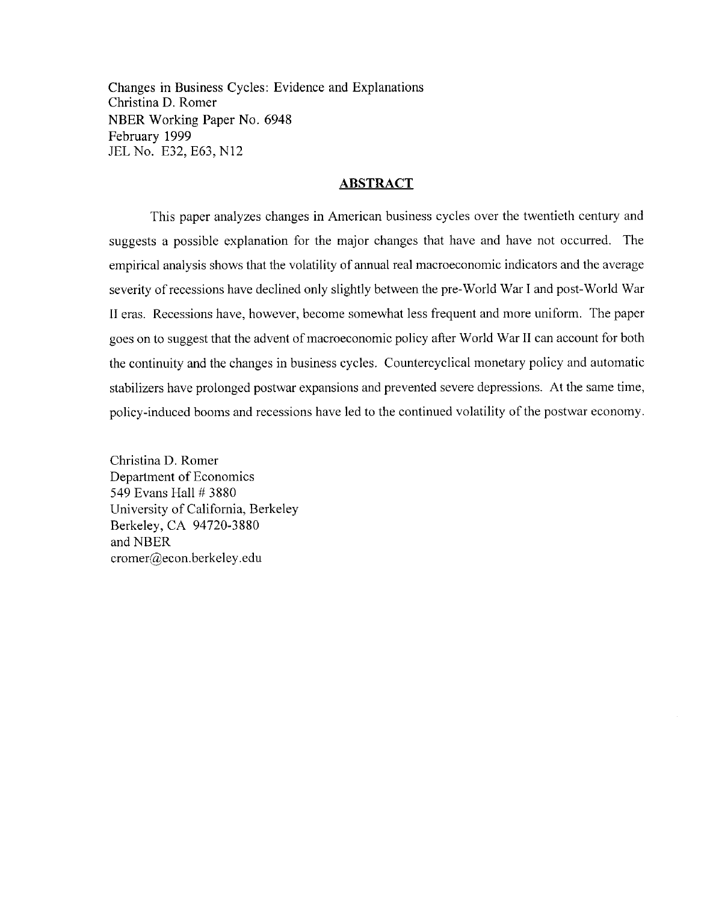Changes in Business Cycles: Evidence and Explanations  
Christina D. Romer  
NBER Working Paper No. 6948  
February 1999  
JEL No. E32, E63, N12

## ABSTRACT

This paper analyzes changes in American business cycles over the twentieth century and suggests a possible explanation for the major changes that have and have not occurred. The empirical analysis shows that the volatility of annual real macroeconomic indicators and the average severity of recessions have declined only slightly between the pre-World War I and post-World War II eras. Recessions have, however, become somewhat less frequent and more uniform. The paper goes on to suggest that the advent of macroeconomic policy after World War II can account for both the continuity and the changes in business cycles. Countercyclical monetary policy and automatic stabilizers have prolonged postwar expansions and prevented severe depressions. At the same time, policy-induced booms and recessions have led to the continued volatility of the postwar economy.

Christina D. Romer  
Department of Economics  
549 Evans Hall # 3880  
University of California, Berkeley  
Berkeley, CA 94720-3880  
and NBER  
cromer@econ.berkeley.edu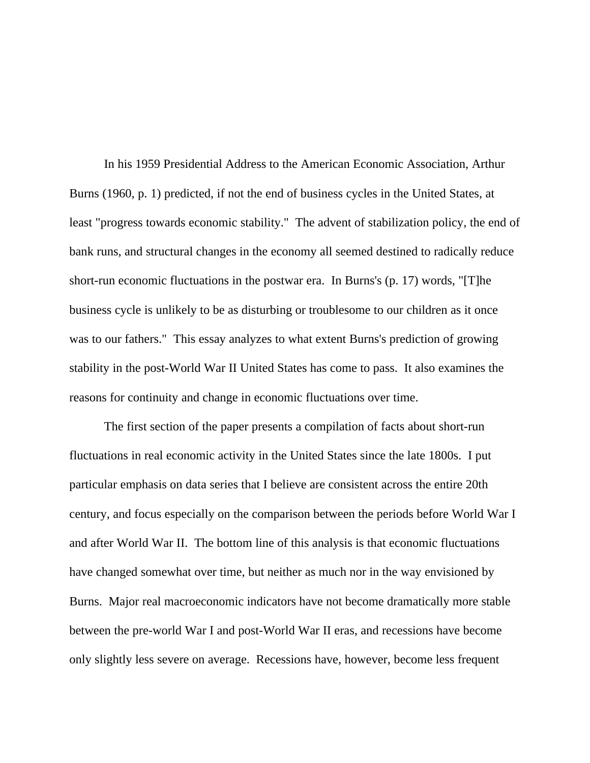In his 1959 Presidential Address to the American Economic Association, Arthur Burns (1960, p. 1) predicted, if not the end of business cycles in the United States, at least "progress towards economic stability." The advent of stabilization policy, the end of bank runs, and structural changes in the economy all seemed destined to radically reduce short-run economic fluctuations in the postwar era. In Burns's (p. 17) words, "[T]he business cycle is unlikely to be as disturbing or troublesome to our children as it once was to our fathers." This essay analyzes to what extent Burns's prediction of growing stability in the post-World War II United States has come to pass. It also examines the reasons for continuity and change in economic fluctuations over time.

The first section of the paper presents a compilation of facts about short-run fluctuations in real economic activity in the United States since the late 1800s. I put particular emphasis on data series that I believe are consistent across the entire 20th century, and focus especially on the comparison between the periods before World War I and after World War II. The bottom line of this analysis is that economic fluctuations have changed somewhat over time, but neither as much nor in the way envisioned by Burns. Major real macroeconomic indicators have not become dramatically more stable between the pre-world War I and post-World War II eras, and recessions have become only slightly less severe on average. Recessions have, however, become less frequent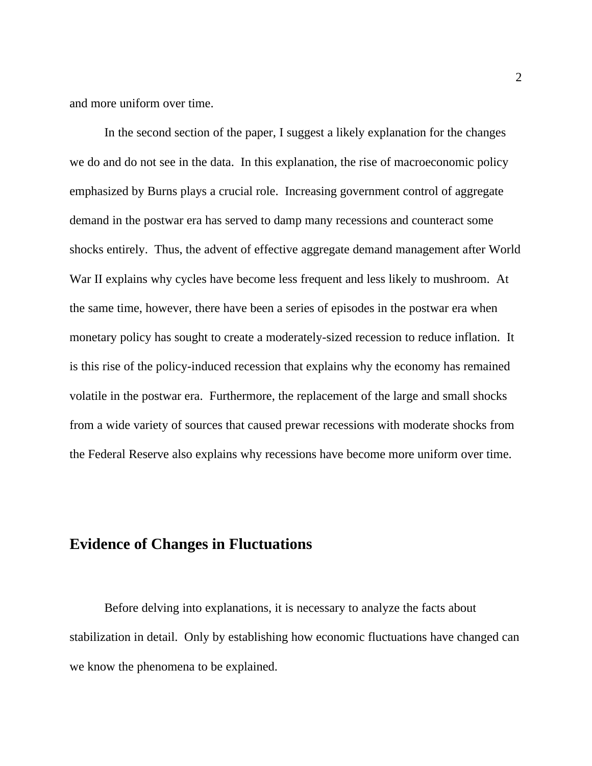and more uniform over time.

In the second section of the paper, I suggest a likely explanation for the changes we do and do not see in the data. In this explanation, the rise of macroeconomic policy emphasized by Burns plays a crucial role. Increasing government control of aggregate demand in the postwar era has served to damp many recessions and counteract some shocks entirely. Thus, the advent of effective aggregate demand management after World War II explains why cycles have become less frequent and less likely to mushroom. At the same time, however, there have been a series of episodes in the postwar era when monetary policy has sought to create a moderately-sized recession to reduce inflation. It is this rise of the policy-induced recession that explains why the economy has remained volatile in the postwar era. Furthermore, the replacement of the large and small shocks from a wide variety of sources that caused prewar recessions with moderate shocks from the Federal Reserve also explains why recessions have become more uniform over time.

## Evidence of Changes in Fluctuations

Before delving into explanations, it is necessary to analyze the facts about stabilization in detail. Only by establishing how economic fluctuations have changed can we know the phenomena to be explained.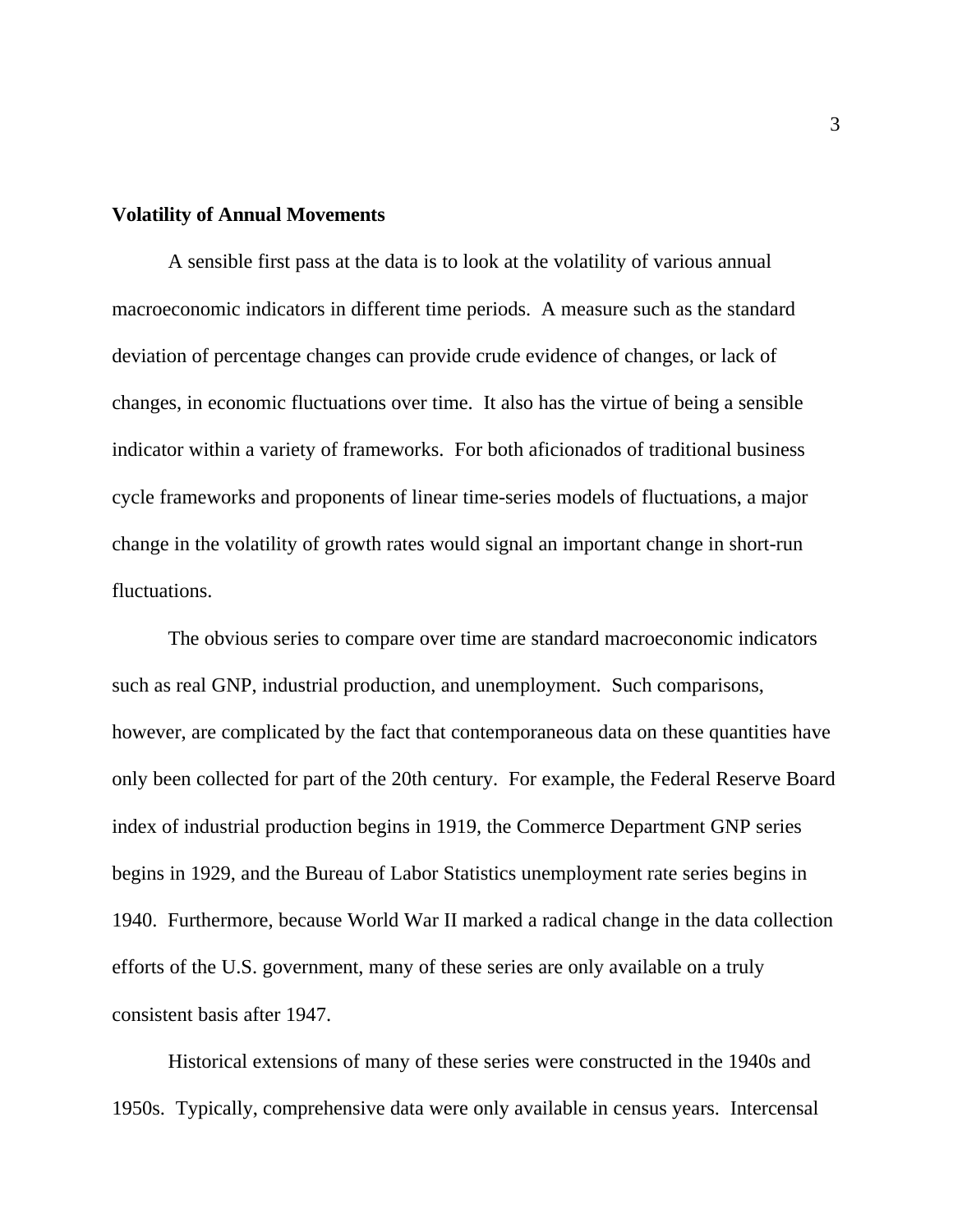**Volatility of Annual Movements**

A sensible first pass at the data is to look at the volatility of various annual macroeconomic indicators in different time periods. A measure such as the standard deviation of percentage changes can provide crude evidence of changes, or lack of changes, in economic fluctuations over time. It also has the virtue of being a sensible indicator within a variety of frameworks. For both aficionados of traditional business cycle frameworks and proponents of linear time-series models of fluctuations, a major change in the volatility of growth rates would signal an important change in short-run fluctuations.

The obvious series to compare over time are standard macroeconomic indicators such as real GNP, industrial production, and unemployment. Such comparisons, however, are complicated by the fact that contemporaneous data on these quantities have only been collected for part of the 20th century. For example, the Federal Reserve Board index of industrial production begins in 1919, the Commerce Department GNP series begins in 1929, and the Bureau of Labor Statistics unemployment rate series begins in 1940. Furthermore, because World War II marked a radical change in the data collection efforts of the U.S. government, many of these series are only available on a truly consistent basis after 1947.

Historical extensions of many of these series were constructed in the 1940s and 1950s. Typically, comprehensive data were only available in census years. Intercensal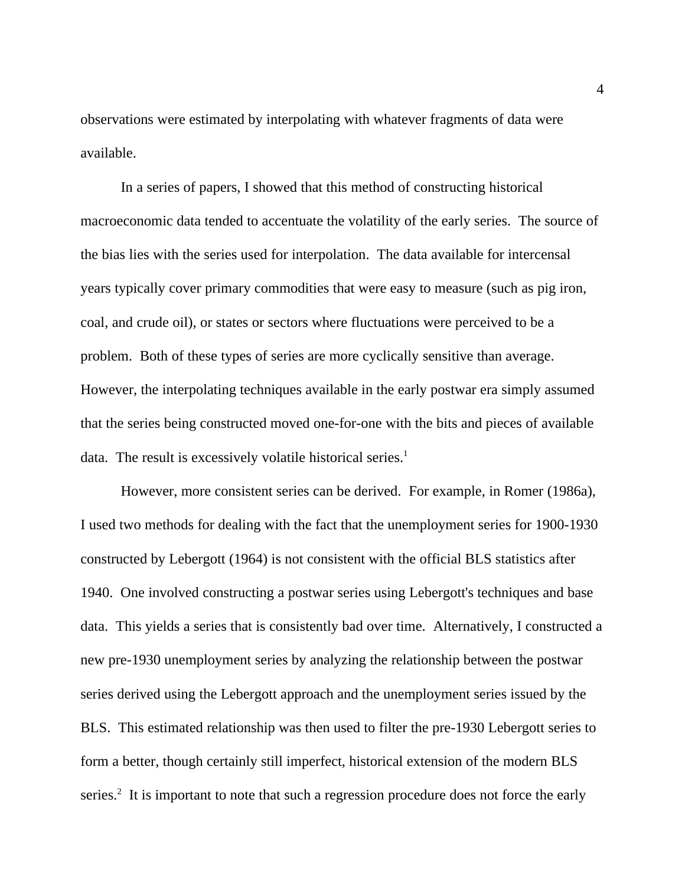observations were estimated by interpolating with whatever fragments of data were available.

In a series of papers, I showed that this method of constructing historical macroeconomic data tended to accentuate the volatility of the early series. The source of the bias lies with the series used for interpolation. The data available for intercensal years typically cover primary commodities that were easy to measure (such as pig iron, coal, and crude oil), or states or sectors where fluctuations were perceived to be a problem. Both of these types of series are more cyclically sensitive than average. However, the interpolating techniques available in the early postwar era simply assumed that the series being constructed moved one-for-one with the bits and pieces of available data. The result is excessively volatile historical series.[1]

However, more consistent series can be derived. For example, in Romer (1986a), I used two methods for dealing with the fact that the unemployment series for 1900-1930 constructed by Lebergott (1964) is not consistent with the official BLS statistics after 1940. One involved constructing a postwar series using Lebergott's techniques and base data. This yields a series that is consistently bad over time. Alternatively, I constructed a new pre-1930 unemployment series by analyzing the relationship between the postwar series derived using the Lebergott approach and the unemployment series issued by the BLS. This estimated relationship was then used to filter the pre-1930 Lebergott series to form a better, though certainly still imperfect, historical extension of the modern BLS series.[2] It is important to note that such a regression procedure does not force the early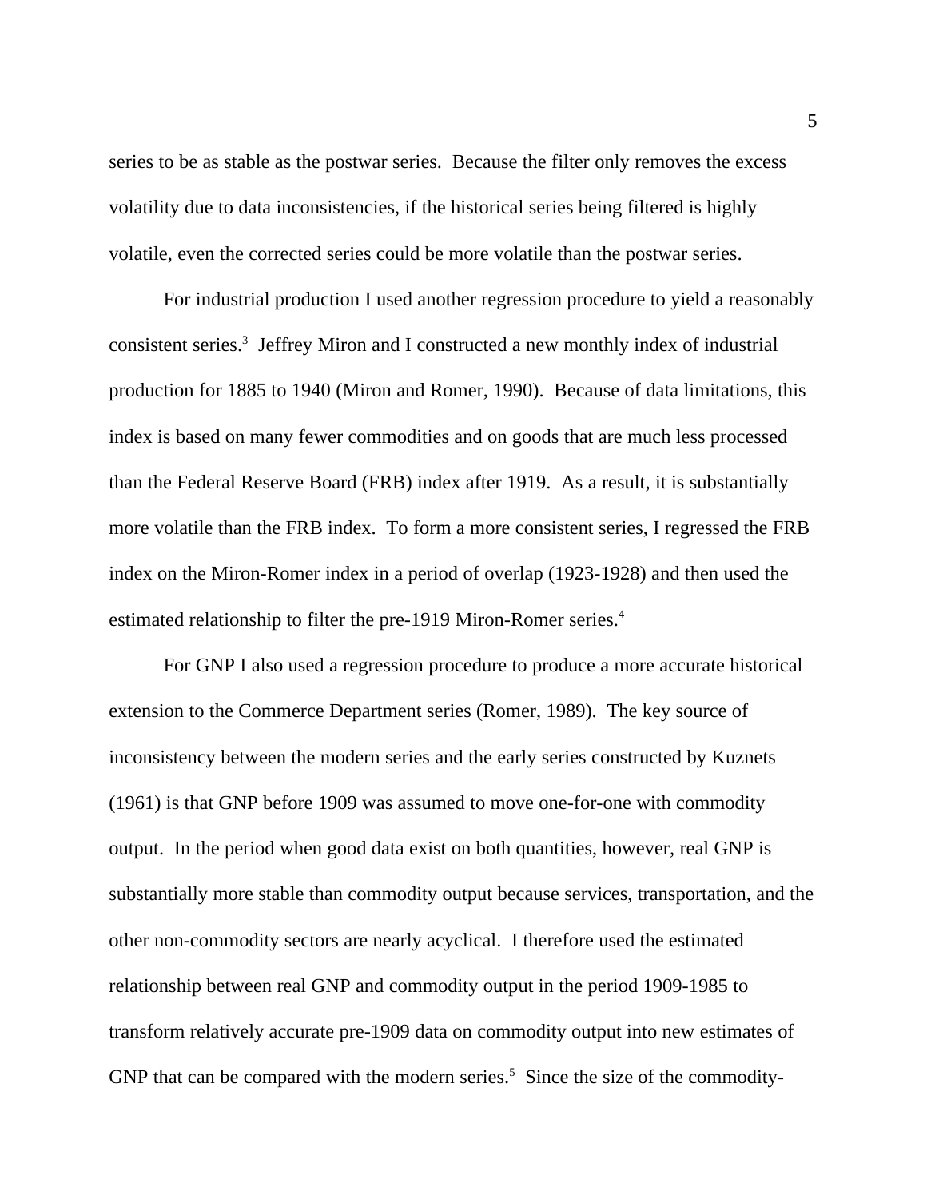series to be as stable as the postwar series. Because the filter only removes the excess volatility due to data inconsistencies, if the historical series being filtered is highly volatile, even the corrected series could be more volatile than the postwar series.

For industrial production I used another regression procedure to yield a reasonably consistent series.[3] Jeffrey Miron and I constructed a new monthly index of industrial production for 1885 to 1940 (Miron and Romer, 1990). Because of data limitations, this index is based on many fewer commodities and on goods that are much less processed than the Federal Reserve Board (FRB) index after 1919. As a result, it is substantially more volatile than the FRB index. To form a more consistent series, I regressed the FRB index on the Miron-Romer index in a period of overlap (1923-1928) and then used the estimated relationship to filter the pre-1919 Miron-Romer series.[4]

For GNP I also used a regression procedure to produce a more accurate historical extension to the Commerce Department series (Romer, 1989). The key source of inconsistency between the modern series and the early series constructed by Kuznets (1961) is that GNP before 1909 was assumed to move one-for-one with commodity output. In the period when good data exist on both quantities, however, real GNP is substantially more stable than commodity output because services, transportation, and the other non-commodity sectors are nearly acyclical. I therefore used the estimated relationship between real GNP and commodity output in the period 1909-1985 to transform relatively accurate pre-1909 data on commodity output into new estimates of GNP that can be compared with the modern series.[5] Since the size of the commodity-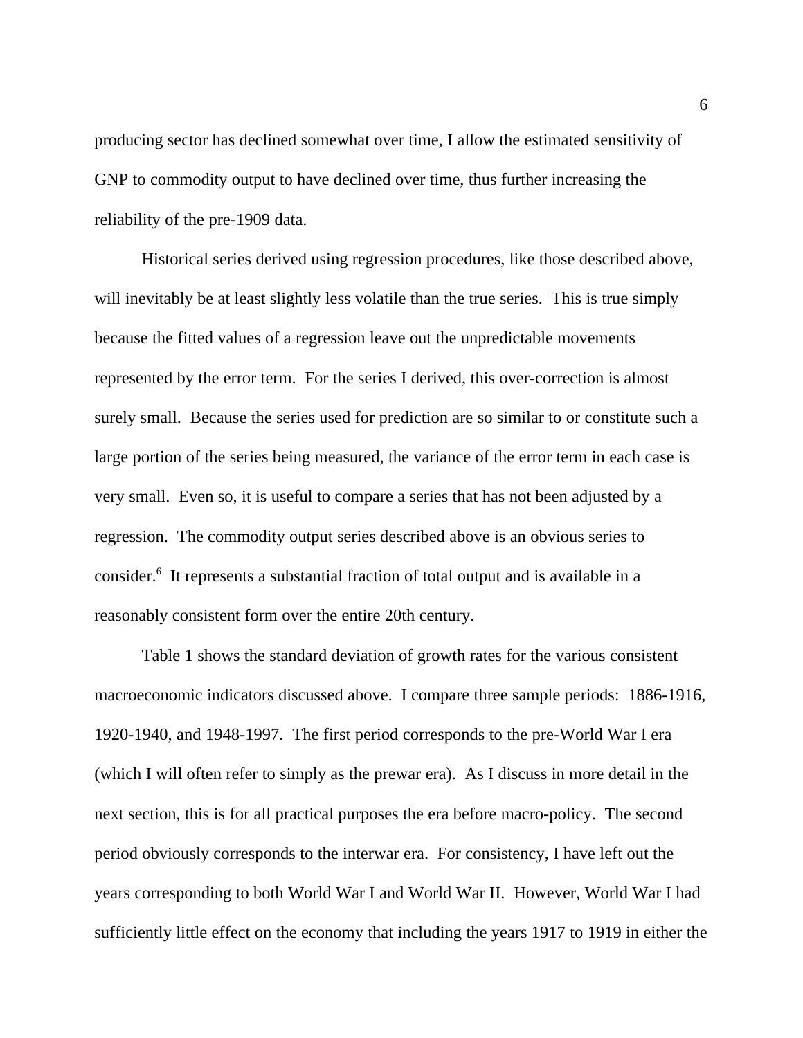producing sector has declined somewhat over time, I allow the estimated sensitivity of GNP to commodity output to have declined over time, thus further increasing the reliability of the pre-1909 data.

Historical series derived using regression procedures, like those described above, will inevitably be at least slightly less volatile than the true series. This is true simply because the fitted values of a regression leave out the unpredictable movements represented by the error term. For the series I derived, this over-correction is almost surely small. Because the series used for prediction are so similar to or constitute such a large portion of the series being measured, the variance of the error term in each case is very small. Even so, it is useful to compare a series that has not been adjusted by a regression. The commodity output series described above is an obvious series to consider.[6] It represents a substantial fraction of total output and is available in a reasonably consistent form over the entire 20th century.

Table 1 shows the standard deviation of growth rates for the various consistent macroeconomic indicators discussed above. I compare three sample periods: 1886-1916, 1920-1940, and 1948-1997. The first period corresponds to the pre-World War I era (which I will often refer to simply as the prewar era). As I discuss in more detail in the next section, this is for all practical purposes the era before macro-policy. The second period obviously corresponds to the interwar era. For consistency, I have left out the years corresponding to both World War I and World War II. However, World War I had sufficiently little effect on the economy that including the years 1917 to 1919 in either the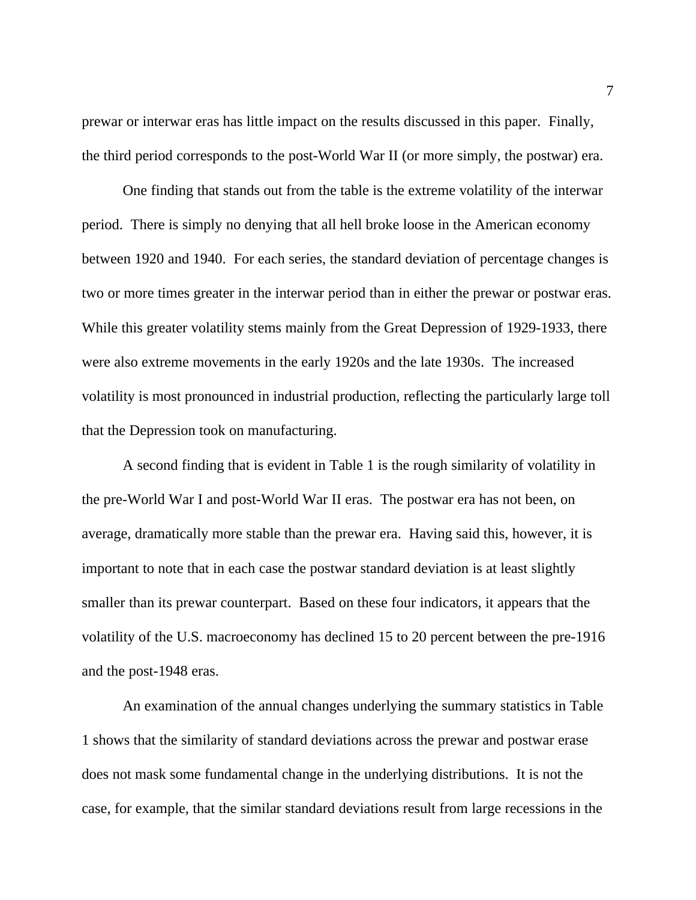prewar or interwar eras has little impact on the results discussed in this paper. Finally, the third period corresponds to the post-World War II (or more simply, the postwar) era.

One finding that stands out from the table is the extreme volatility of the interwar period. There is simply no denying that all hell broke loose in the American economy between 1920 and 1940. For each series, the standard deviation of percentage changes is two or more times greater in the interwar period than in either the prewar or postwar eras. While this greater volatility stems mainly from the Great Depression of 1929-1933, there were also extreme movements in the early 1920s and the late 1930s. The increased volatility is most pronounced in industrial production, reflecting the particularly large toll that the Depression took on manufacturing.

A second finding that is evident in Table 1 is the rough similarity of volatility in the pre-World War I and post-World War II eras. The postwar era has not been, on average, dramatically more stable than the prewar era. Having said this, however, it is important to note that in each case the postwar standard deviation is at least slightly smaller than its prewar counterpart. Based on these four indicators, it appears that the volatility of the U.S. macroeconomy has declined 15 to 20 percent between the pre-1916 and the post-1948 eras.

An examination of the annual changes underlying the summary statistics in Table 1 shows that the similarity of standard deviations across the prewar and postwar erase does not mask some fundamental change in the underlying distributions. It is not the case, for example, that the similar standard deviations result from large recessions in the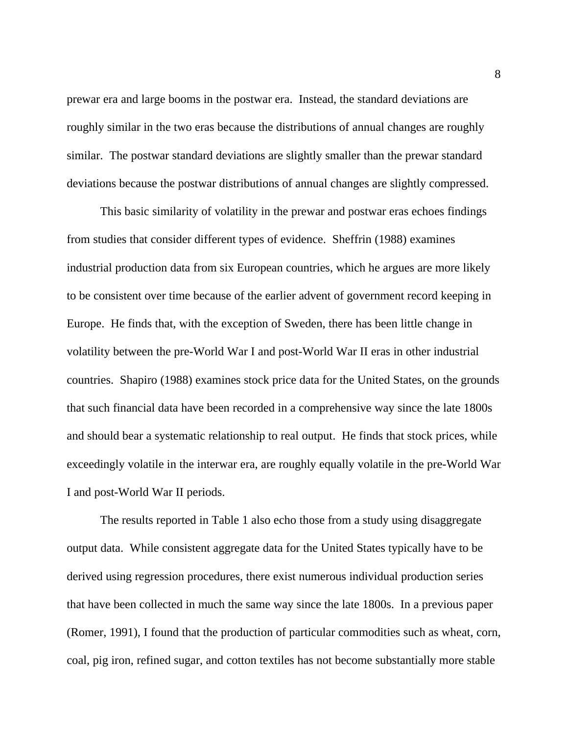prewar era and large booms in the postwar era. Instead, the standard deviations are roughly similar in the two eras because the distributions of annual changes are roughly similar. The postwar standard deviations are slightly smaller than the prewar standard deviations because the postwar distributions of annual changes are slightly compressed.

This basic similarity of volatility in the prewar and postwar eras echoes findings from studies that consider different types of evidence. Sheffrin (1988) examines industrial production data from six European countries, which he argues are more likely to be consistent over time because of the earlier advent of government record keeping in Europe. He finds that, with the exception of Sweden, there has been little change in volatility between the pre-World War I and post-World War II eras in other industrial countries. Shapiro (1988) examines stock price data for the United States, on the grounds that such financial data have been recorded in a comprehensive way since the late 1800s and should bear a systematic relationship to real output. He finds that stock prices, while exceedingly volatile in the interwar era, are roughly equally volatile in the pre-World War I and post-World War II periods.

The results reported in Table 1 also echo those from a study using disaggregate output data. While consistent aggregate data for the United States typically have to be derived using regression procedures, there exist numerous individual production series that have been collected in much the same way since the late 1800s. In a previous paper (Romer, 1991), I found that the production of particular commodities such as wheat, corn, coal, pig iron, refined sugar, and cotton textiles has not become substantially more stable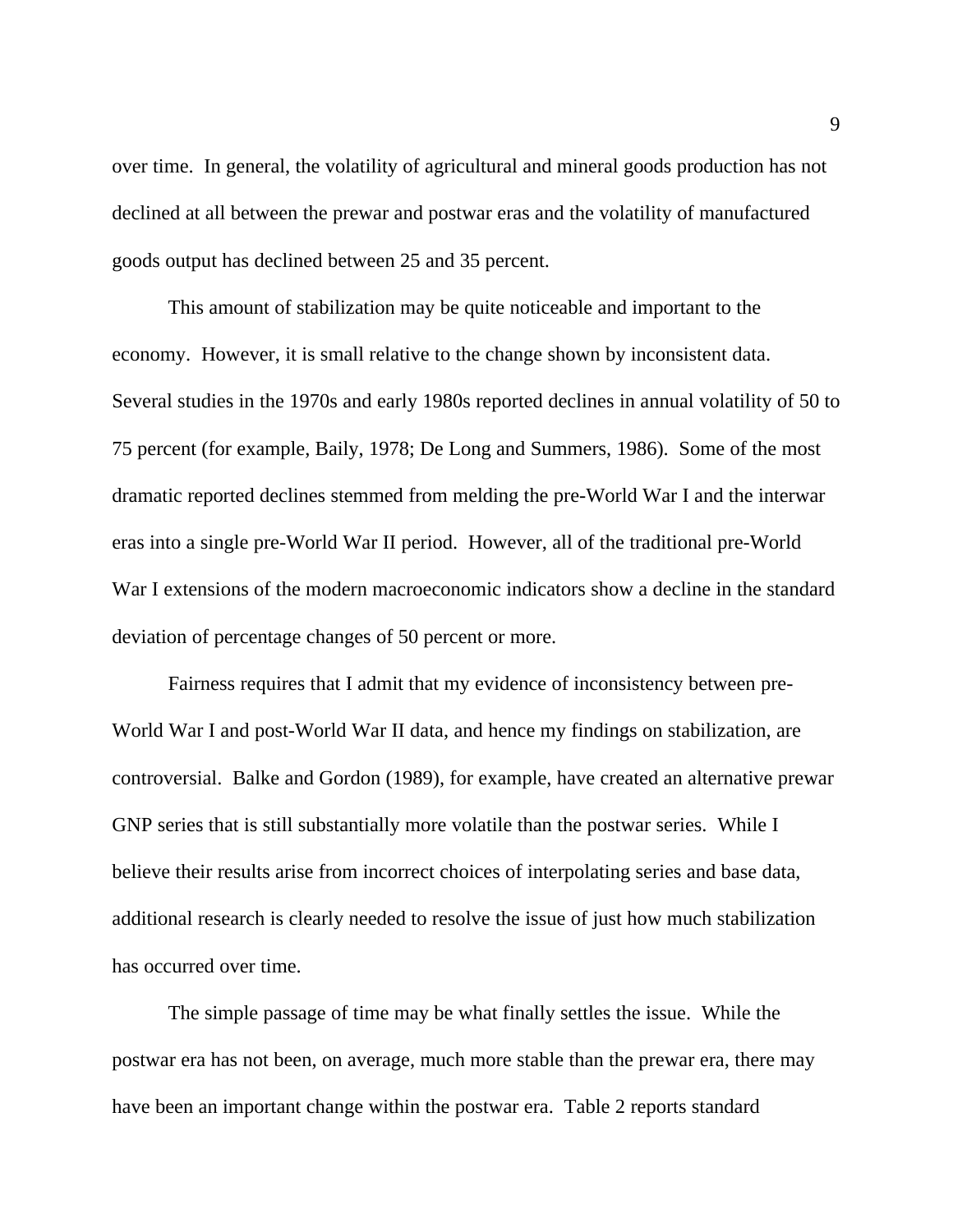over time. In general, the volatility of agricultural and mineral goods production has not declined at all between the prewar and postwar eras and the volatility of manufactured goods output has declined between 25 and 35 percent.

This amount of stabilization may be quite noticeable and important to the economy. However, it is small relative to the change shown by inconsistent data. Several studies in the 1970s and early 1980s reported declines in annual volatility of 50 to 75 percent (for example, Baily, 1978; De Long and Summers, 1986). Some of the most dramatic reported declines stemmed from melding the pre-World War I and the interwar eras into a single pre-World War II period. However, all of the traditional pre-World War I extensions of the modern macroeconomic indicators show a decline in the standard deviation of percentage changes of 50 percent or more.

Fairness requires that I admit that my evidence of inconsistency between pre-World War I and post-World War II data, and hence my findings on stabilization, are controversial. Balke and Gordon (1989), for example, have created an alternative prewar GNP series that is still substantially more volatile than the postwar series. While I believe their results arise from incorrect choices of interpolating series and base data, additional research is clearly needed to resolve the issue of just how much stabilization has occurred over time.

The simple passage of time may be what finally settles the issue. While the postwar era has not been, on average, much more stable than the prewar era, there may have been an important change within the postwar era. Table 2 reports standard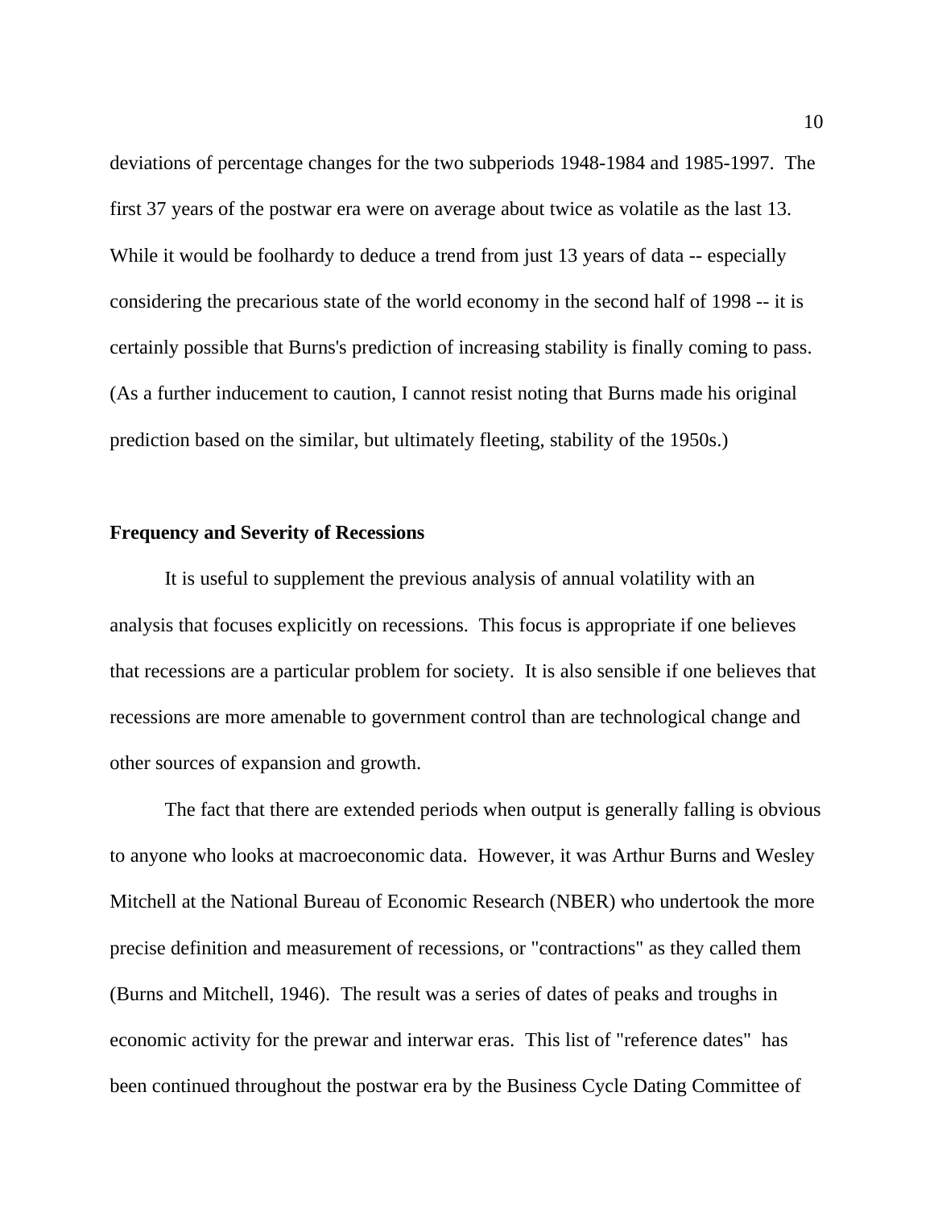deviations of percentage changes for the two subperiods 1948-1984 and 1985-1997. The first 37 years of the postwar era were on average about twice as volatile as the last 13. While it would be foolhardy to deduce a trend from just 13 years of data -- especially considering the precarious state of the world economy in the second half of 1998 -- it is certainly possible that Burns's prediction of increasing stability is finally coming to pass. (As a further inducement to caution, I cannot resist noting that Burns made his original prediction based on the similar, but ultimately fleeting, stability of the 1950s.)

**Frequency and Severity of Recessions**

It is useful to supplement the previous analysis of annual volatility with an analysis that focuses explicitly on recessions. This focus is appropriate if one believes that recessions are a particular problem for society. It is also sensible if one believes that recessions are more amenable to government control than are technological change and other sources of expansion and growth.

The fact that there are extended periods when output is generally falling is obvious to anyone who looks at macroeconomic data. However, it was Arthur Burns and Wesley Mitchell at the National Bureau of Economic Research (NBER) who undertook the more precise definition and measurement of recessions, or "contractions" as they called them (Burns and Mitchell, 1946). The result was a series of dates of peaks and troughs in economic activity for the prewar and interwar eras. This list of "reference dates" has been continued throughout the postwar era by the Business Cycle Dating Committee of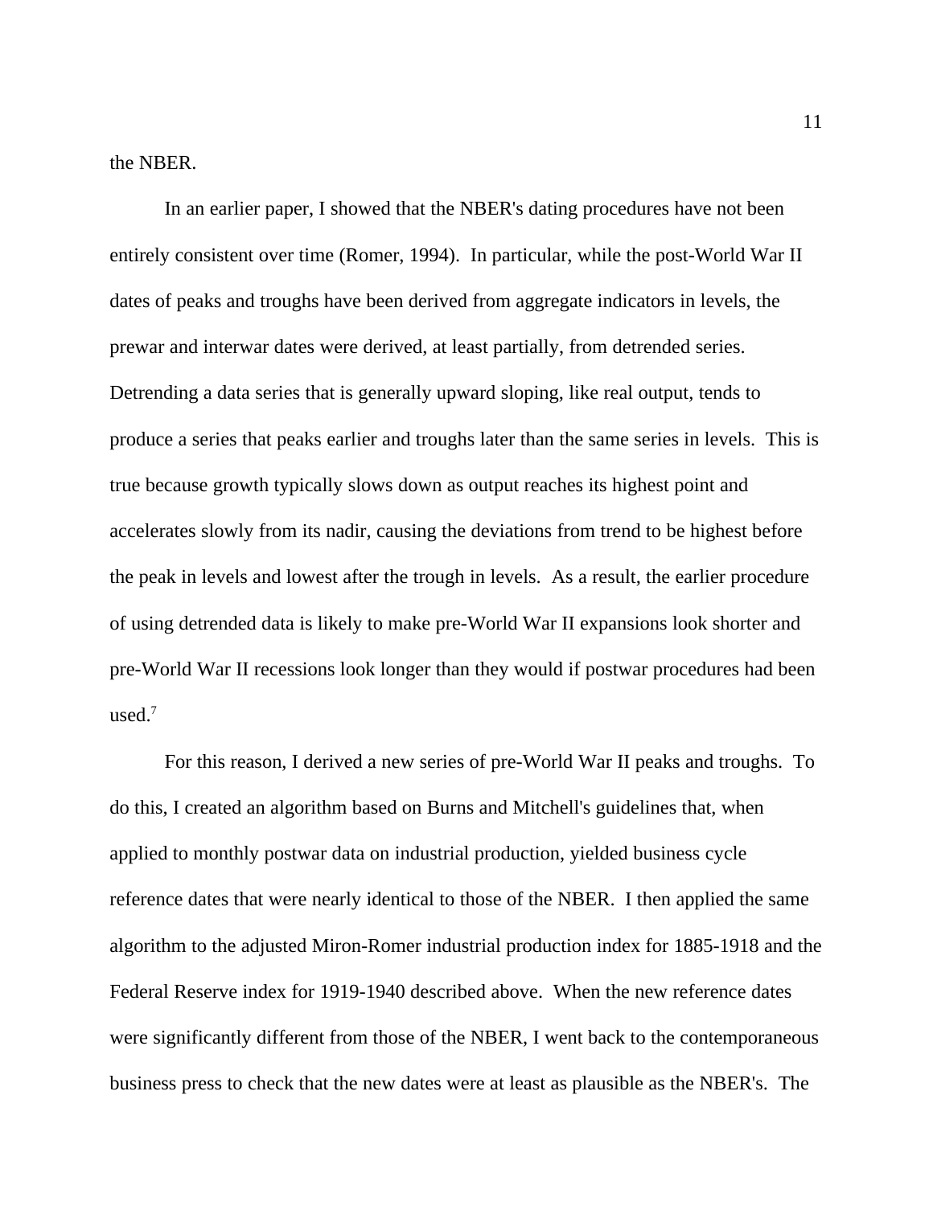the NBER.

In an earlier paper, I showed that the NBER's dating procedures have not been entirely consistent over time (Romer, 1994). In particular, while the post-World War II dates of peaks and troughs have been derived from aggregate indicators in levels, the prewar and interwar dates were derived, at least partially, from detrended series. Detrending a data series that is generally upward sloping, like real output, tends to produce a series that peaks earlier and troughs later than the same series in levels. This is true because growth typically slows down as output reaches its highest point and accelerates slowly from its nadir, causing the deviations from trend to be highest before the peak in levels and lowest after the trough in levels. As a result, the earlier procedure of using detrended data is likely to make pre-World War II expansions look shorter and pre-World War II recessions look longer than they would if postwar procedures had been used.[7]

For this reason, I derived a new series of pre-World War II peaks and troughs. To do this, I created an algorithm based on Burns and Mitchell's guidelines that, when applied to monthly postwar data on industrial production, yielded business cycle reference dates that were nearly identical to those of the NBER. I then applied the same algorithm to the adjusted Miron-Romer industrial production index for 1885-1918 and the Federal Reserve index for 1919-1940 described above. When the new reference dates were significantly different from those of the NBER, I went back to the contemporaneous business press to check that the new dates were at least as plausible as the NBER's. The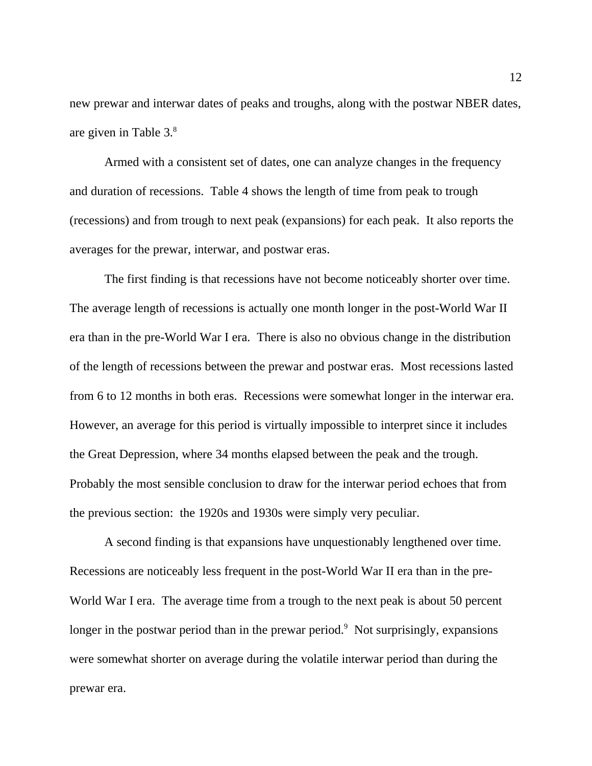new prewar and interwar dates of peaks and troughs, along with the postwar NBER dates, are given in Table 3.[8]

Armed with a consistent set of dates, one can analyze changes in the frequency and duration of recessions. Table 4 shows the length of time from peak to trough (recessions) and from trough to next peak (expansions) for each peak. It also reports the averages for the prewar, interwar, and postwar eras.

The first finding is that recessions have not become noticeably shorter over time. The average length of recessions is actually one month longer in the post-World War II era than in the pre-World War I era. There is also no obvious change in the distribution of the length of recessions between the prewar and postwar eras. Most recessions lasted from 6 to 12 months in both eras. Recessions were somewhat longer in the interwar era. However, an average for this period is virtually impossible to interpret since it includes the Great Depression, where 34 months elapsed between the peak and the trough. Probably the most sensible conclusion to draw for the interwar period echoes that from the previous section: the 1920s and 1930s were simply very peculiar.

A second finding is that expansions have unquestionably lengthened over time. Recessions are noticeably less frequent in the post-World War II era than in the pre-World War I era. The average time from a trough to the next peak is about 50 percent longer in the postwar period than in the prewar period.[9] Not surprisingly, expansions were somewhat shorter on average during the volatile interwar period than during the prewar era.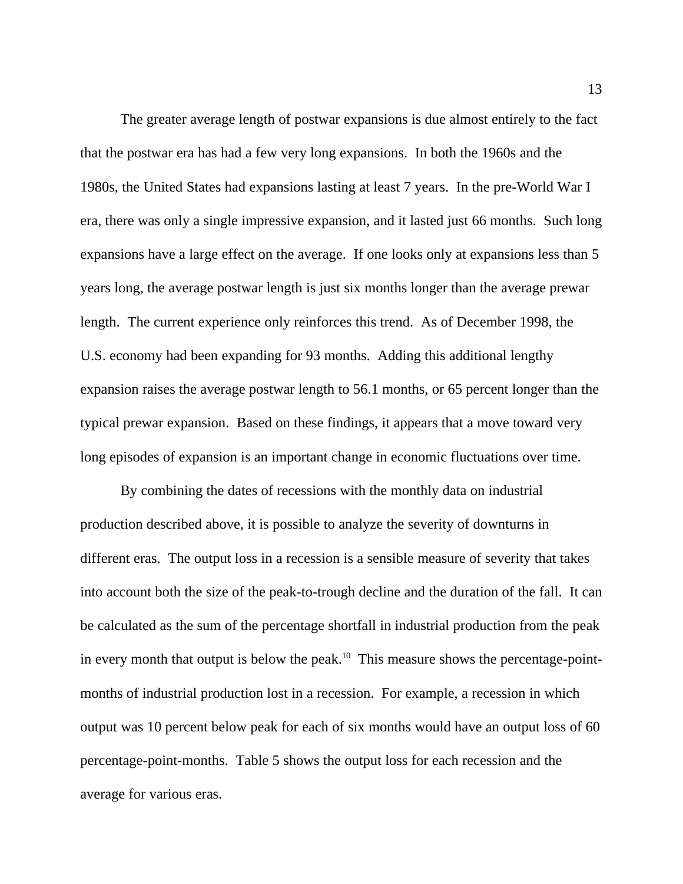The greater average length of postwar expansions is due almost entirely to the fact that the postwar era has had a few very long expansions. In both the 1960s and the 1980s, the United States had expansions lasting at least 7 years. In the pre-World War I era, there was only a single impressive expansion, and it lasted just 66 months. Such long expansions have a large effect on the average. If one looks only at expansions less than 5 years long, the average postwar length is just six months longer than the average prewar length. The current experience only reinforces this trend. As of December 1998, the U.S. economy had been expanding for 93 months. Adding this additional lengthy expansion raises the average postwar length to 56.1 months, or 65 percent longer than the typical prewar expansion. Based on these findings, it appears that a move toward very long episodes of expansion is an important change in economic fluctuations over time.

By combining the dates of recessions with the monthly data on industrial production described above, it is possible to analyze the severity of downturns in different eras. The output loss in a recession is a sensible measure of severity that takes into account both the size of the peak-to-trough decline and the duration of the fall. It can be calculated as the sum of the percentage shortfall in industrial production from the peak in every month that output is below the peak.[10] This measure shows the percentage-point-months of industrial production lost in a recession. For example, a recession in which output was 10 percent below peak for each of six months would have an output loss of 60 percentage-point-months. Table 5 shows the output loss for each recession and the average for various eras.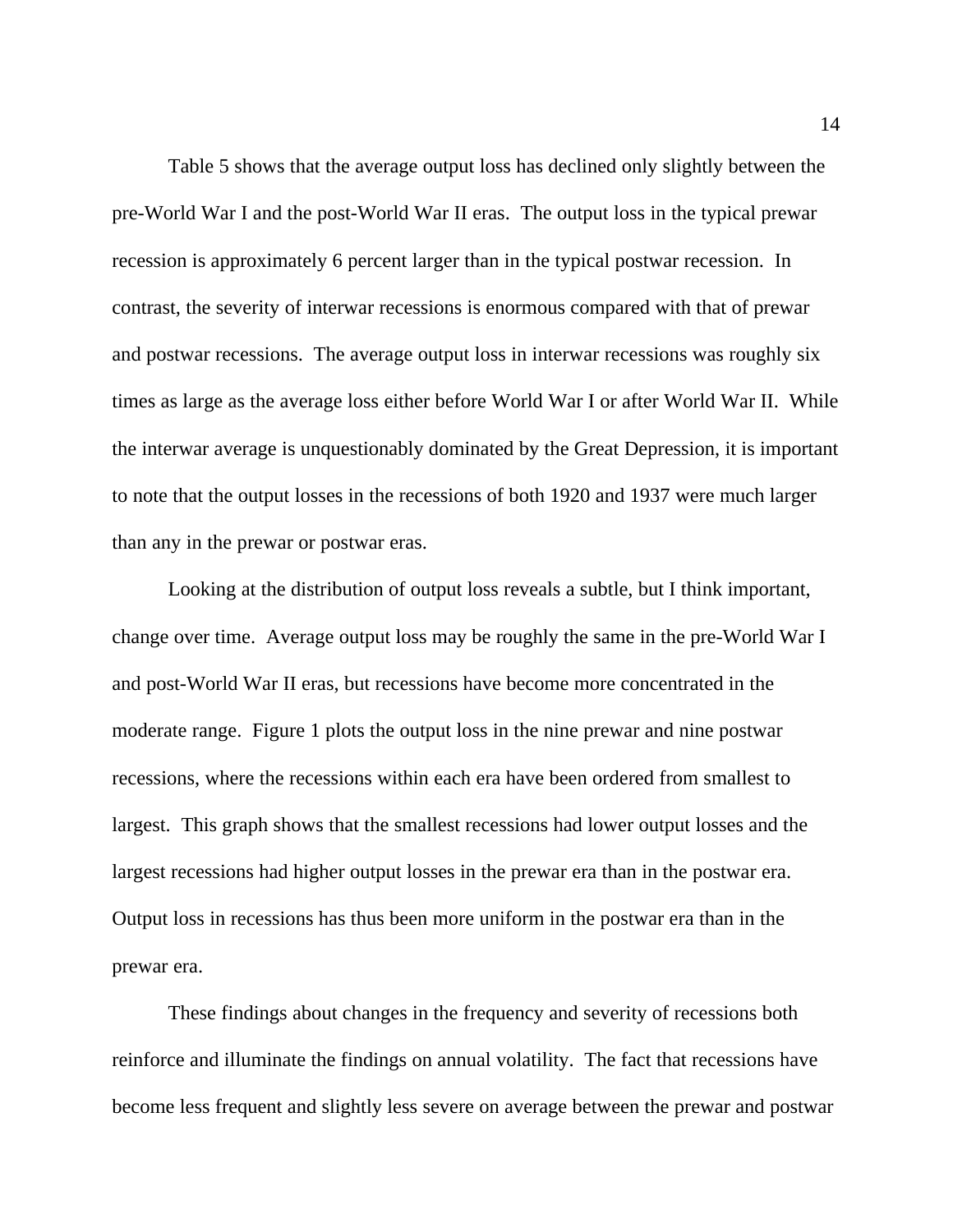Table 5 shows that the average output loss has declined only slightly between the pre-World War I and the post-World War II eras. The output loss in the typical prewar recession is approximately 6 percent larger than in the typical postwar recession. In contrast, the severity of interwar recessions is enormous compared with that of prewar and postwar recessions. The average output loss in interwar recessions was roughly six times as large as the average loss either before World War I or after World War II. While the interwar average is unquestionably dominated by the Great Depression, it is important to note that the output losses in the recessions of both 1920 and 1937 were much larger than any in the prewar or postwar eras.

Looking at the distribution of output loss reveals a subtle, but I think important, change over time. Average output loss may be roughly the same in the pre-World War I and post-World War II eras, but recessions have become more concentrated in the moderate range. Figure 1 plots the output loss in the nine prewar and nine postwar recessions, where the recessions within each era have been ordered from smallest to largest. This graph shows that the smallest recessions had lower output losses and the largest recessions had higher output losses in the prewar era than in the postwar era. Output loss in recessions has thus been more uniform in the postwar era than in the prewar era.

These findings about changes in the frequency and severity of recessions both reinforce and illuminate the findings on annual volatility. The fact that recessions have become less frequent and slightly less severe on average between the prewar and postwar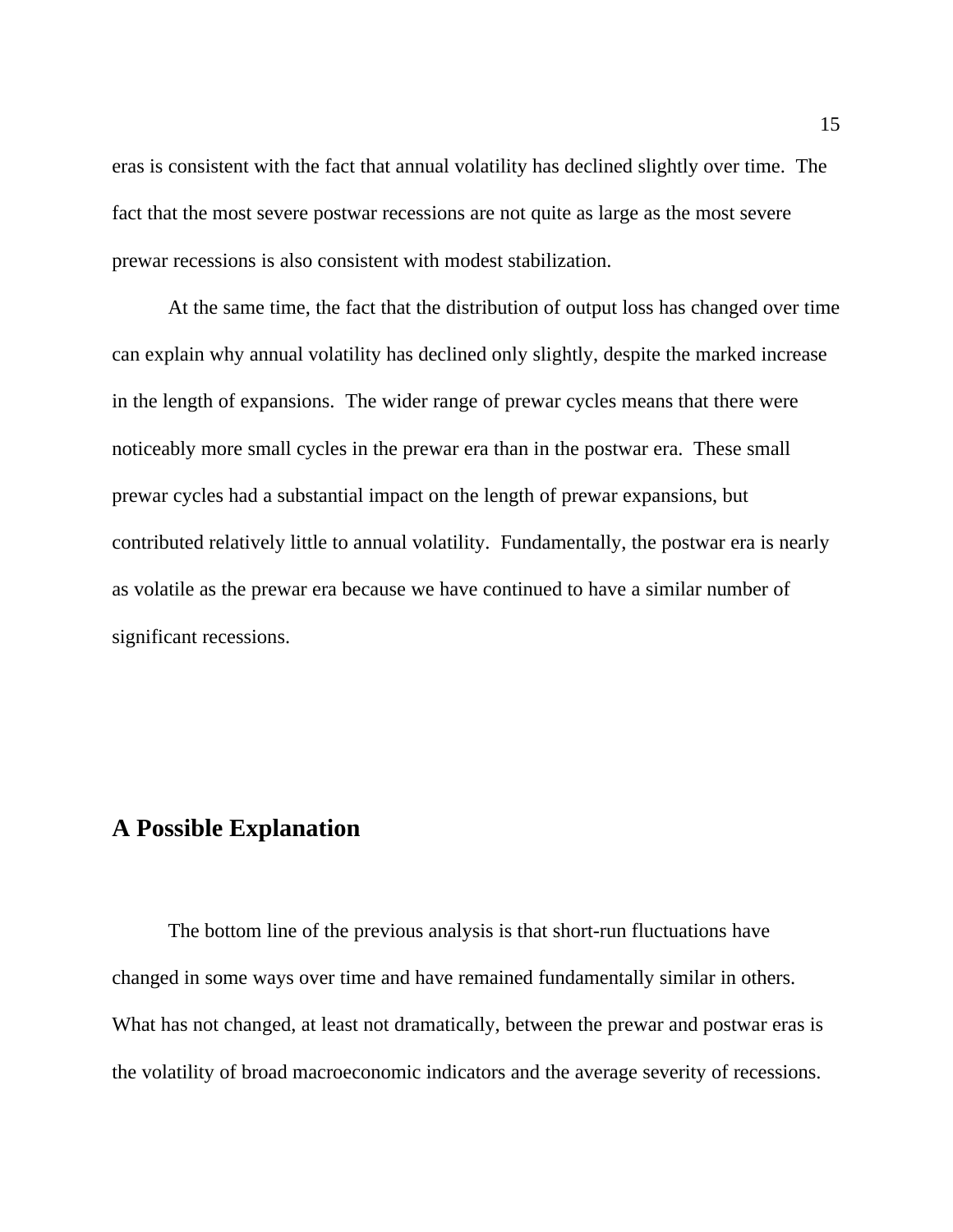eras is consistent with the fact that annual volatility has declined slightly over time. The fact that the most severe postwar recessions are not quite as large as the most severe prewar recessions is also consistent with modest stabilization.

At the same time, the fact that the distribution of output loss has changed over time can explain why annual volatility has declined only slightly, despite the marked increase in the length of expansions. The wider range of prewar cycles means that there were noticeably more small cycles in the prewar era than in the postwar era. These small prewar cycles had a substantial impact on the length of prewar expansions, but contributed relatively little to annual volatility. Fundamentally, the postwar era is nearly as volatile as the prewar era because we have continued to have a similar number of significant recessions.

## A Possible Explanation

The bottom line of the previous analysis is that short-run fluctuations have changed in some ways over time and have remained fundamentally similar in others. What has not changed, at least not dramatically, between the prewar and postwar eras is the volatility of broad macroeconomic indicators and the average severity of recessions.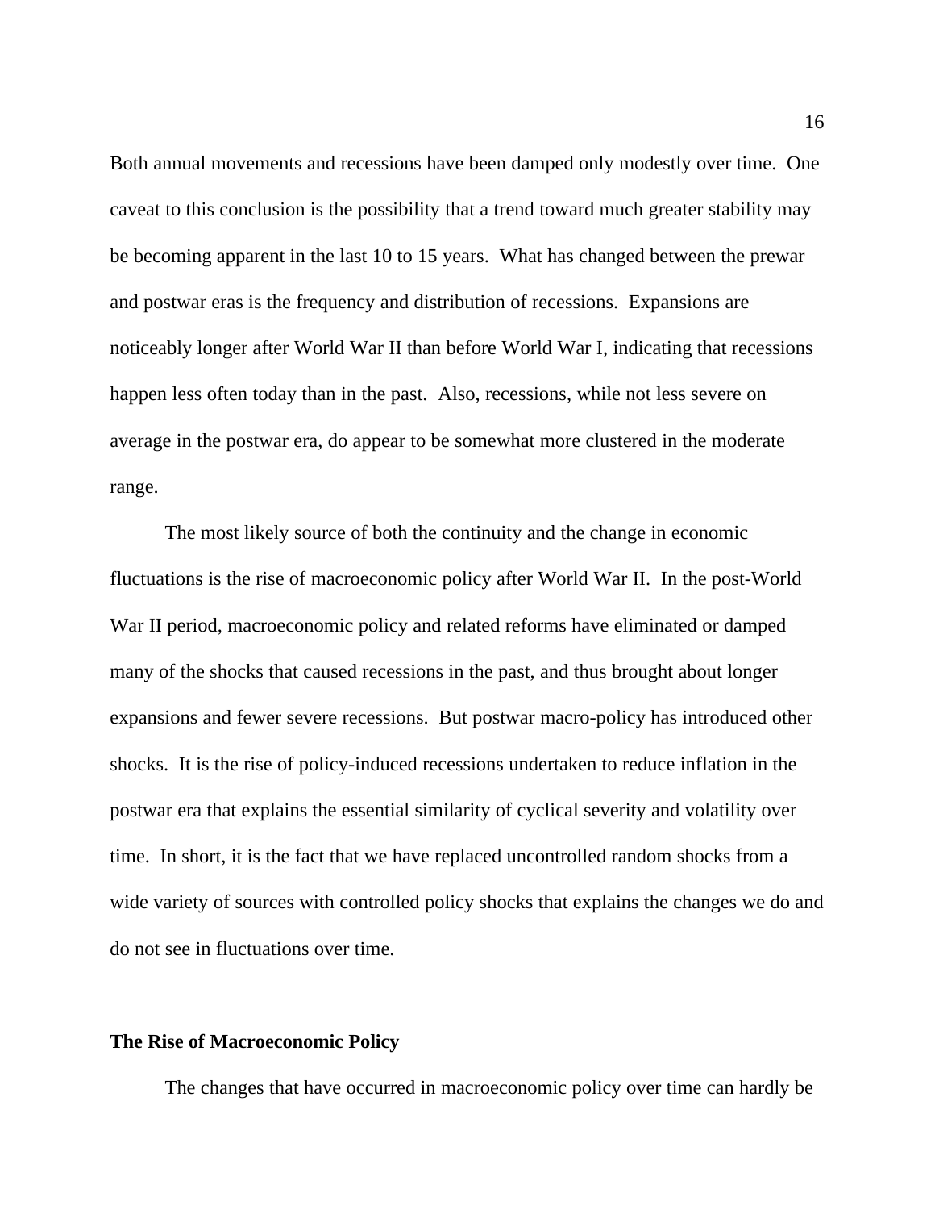Both annual movements and recessions have been damped only modestly over time. One caveat to this conclusion is the possibility that a trend toward much greater stability may be becoming apparent in the last 10 to 15 years. What has changed between the prewar and postwar eras is the frequency and distribution of recessions. Expansions are noticeably longer after World War II than before World War I, indicating that recessions happen less often today than in the past. Also, recessions, while not less severe on average in the postwar era, do appear to be somewhat more clustered in the moderate range.

The most likely source of both the continuity and the change in economic fluctuations is the rise of macroeconomic policy after World War II. In the post-World War II period, macroeconomic policy and related reforms have eliminated or damped many of the shocks that caused recessions in the past, and thus brought about longer expansions and fewer severe recessions. But postwar macro-policy has introduced other shocks. It is the rise of policy-induced recessions undertaken to reduce inflation in the postwar era that explains the essential similarity of cyclical severity and volatility over time. In short, it is the fact that we have replaced uncontrolled random shocks from a wide variety of sources with controlled policy shocks that explains the changes we do and do not see in fluctuations over time.

**The Rise of Macroeconomic Policy**

The changes that have occurred in macroeconomic policy over time can hardly be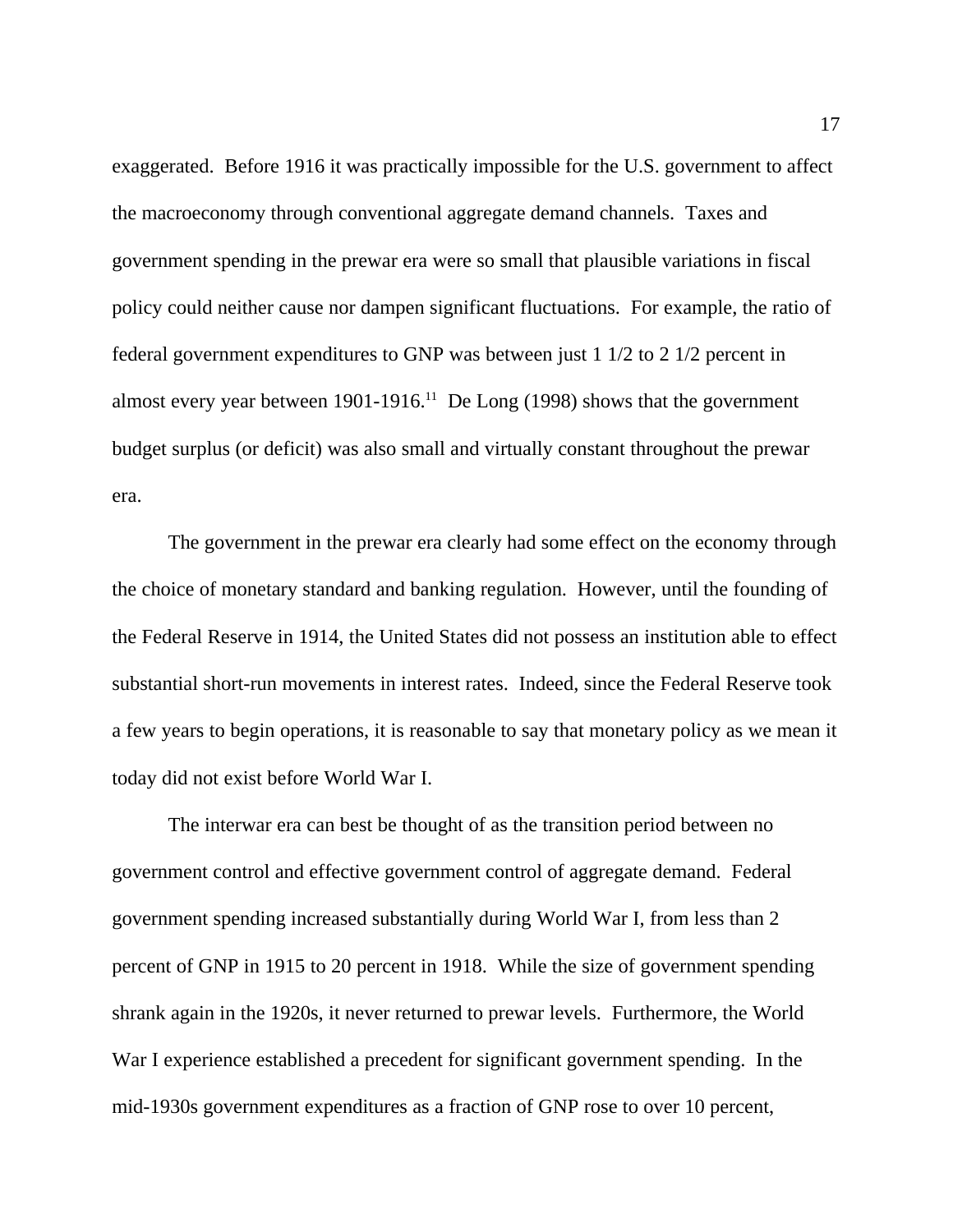exaggerated. Before 1916 it was practically impossible for the U.S. government to affect the macroeconomy through conventional aggregate demand channels. Taxes and government spending in the prewar era were so small that plausible variations in fiscal policy could neither cause nor dampen significant fluctuations. For example, the ratio of federal government expenditures to GNP was between just 1 1/2 to 2 1/2 percent in almost every year between 1901-1916.[11] De Long (1998) shows that the government budget surplus (or deficit) was also small and virtually constant throughout the prewar era.

The government in the prewar era clearly had some effect on the economy through the choice of monetary standard and banking regulation. However, until the founding of the Federal Reserve in 1914, the United States did not possess an institution able to effect substantial short-run movements in interest rates. Indeed, since the Federal Reserve took a few years to begin operations, it is reasonable to say that monetary policy as we mean it today did not exist before World War I.

The interwar era can best be thought of as the transition period between no government control and effective government control of aggregate demand. Federal government spending increased substantially during World War I, from less than 2 percent of GNP in 1915 to 20 percent in 1918. While the size of government spending shrank again in the 1920s, it never returned to prewar levels. Furthermore, the World War I experience established a precedent for significant government spending. In the mid-1930s government expenditures as a fraction of GNP rose to over 10 percent,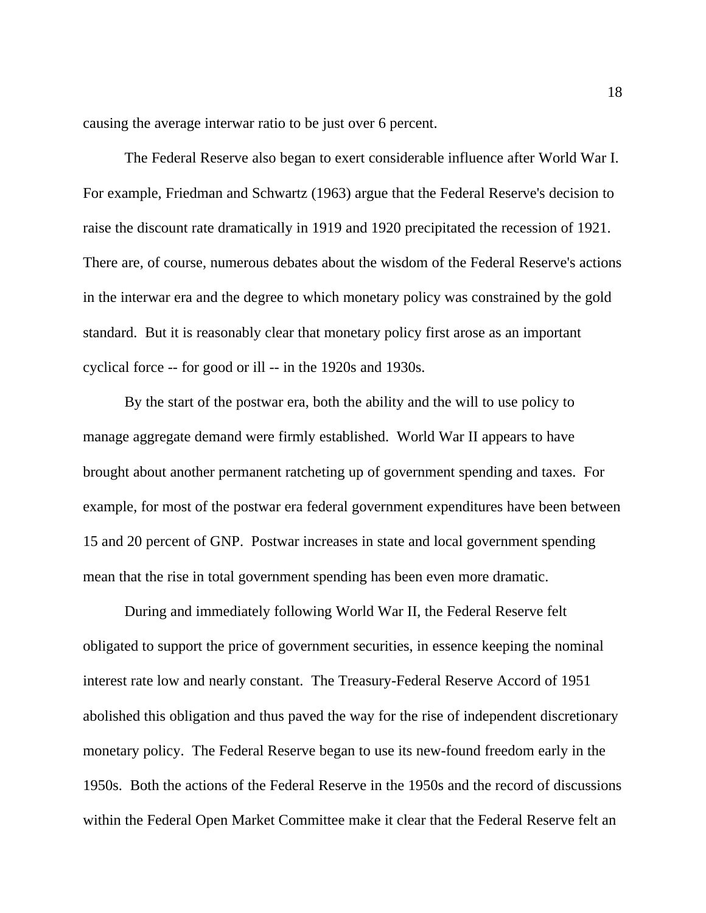causing the average interwar ratio to be just over 6 percent.

The Federal Reserve also began to exert considerable influence after World War I. For example, Friedman and Schwartz (1963) argue that the Federal Reserve's decision to raise the discount rate dramatically in 1919 and 1920 precipitated the recession of 1921. There are, of course, numerous debates about the wisdom of the Federal Reserve's actions in the interwar era and the degree to which monetary policy was constrained by the gold standard. But it is reasonably clear that monetary policy first arose as an important cyclical force -- for good or ill -- in the 1920s and 1930s.

By the start of the postwar era, both the ability and the will to use policy to manage aggregate demand were firmly established. World War II appears to have brought about another permanent ratcheting up of government spending and taxes. For example, for most of the postwar era federal government expenditures have been between 15 and 20 percent of GNP. Postwar increases in state and local government spending mean that the rise in total government spending has been even more dramatic.

During and immediately following World War II, the Federal Reserve felt obligated to support the price of government securities, in essence keeping the nominal interest rate low and nearly constant. The Treasury-Federal Reserve Accord of 1951 abolished this obligation and thus paved the way for the rise of independent discretionary monetary policy. The Federal Reserve began to use its new-found freedom early in the 1950s. Both the actions of the Federal Reserve in the 1950s and the record of discussions within the Federal Open Market Committee make it clear that the Federal Reserve felt an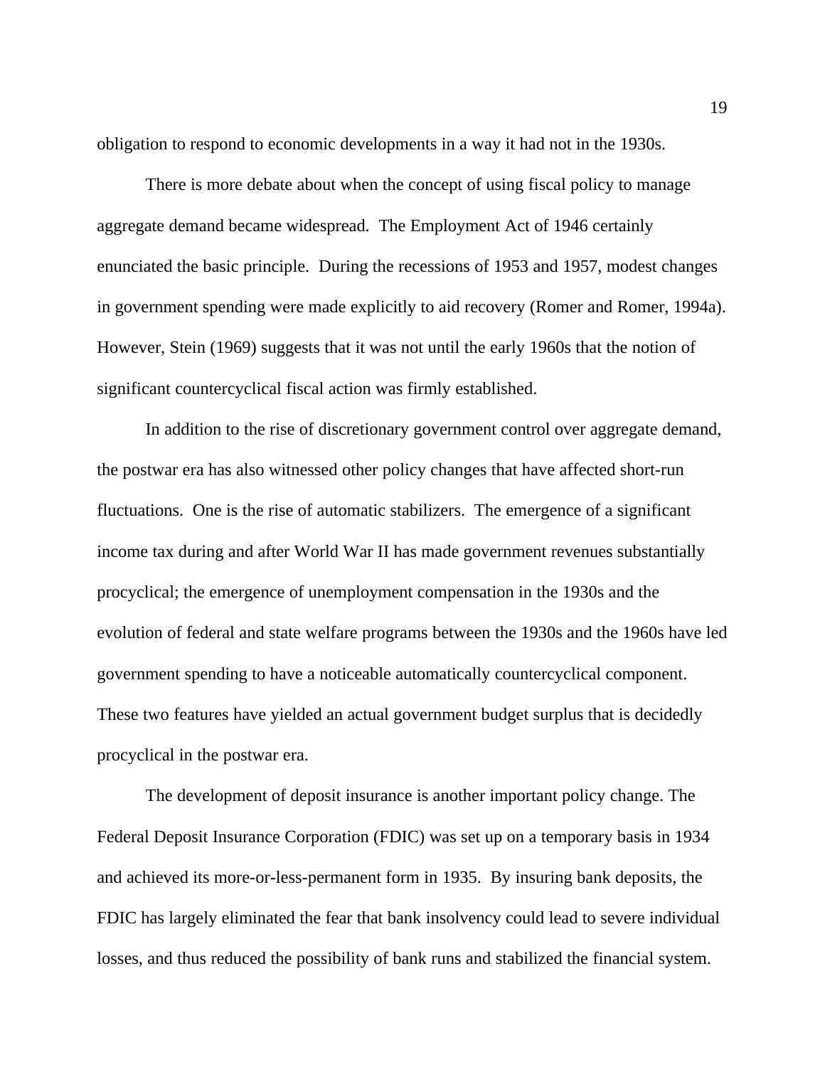obligation to respond to economic developments in a way it had not in the 1930s.

There is more debate about when the concept of using fiscal policy to manage aggregate demand became widespread. The Employment Act of 1946 certainly enunciated the basic principle. During the recessions of 1953 and 1957, modest changes in government spending were made explicitly to aid recovery (Romer and Romer, 1994a). However, Stein (1969) suggests that it was not until the early 1960s that the notion of significant countercyclical fiscal action was firmly established.

In addition to the rise of discretionary government control over aggregate demand, the postwar era has also witnessed other policy changes that have affected short-run fluctuations. One is the rise of automatic stabilizers. The emergence of a significant income tax during and after World War II has made government revenues substantially procyclical; the emergence of unemployment compensation in the 1930s and the evolution of federal and state welfare programs between the 1930s and the 1960s have led government spending to have a noticeable automatically countercyclical component. These two features have yielded an actual government budget surplus that is decidedly procyclical in the postwar era.

The development of deposit insurance is another important policy change. The Federal Deposit Insurance Corporation (FDIC) was set up on a temporary basis in 1934 and achieved its more-or-less-permanent form in 1935. By insuring bank deposits, the FDIC has largely eliminated the fear that bank insolvency could lead to severe individual losses, and thus reduced the possibility of bank runs and stabilized the financial system.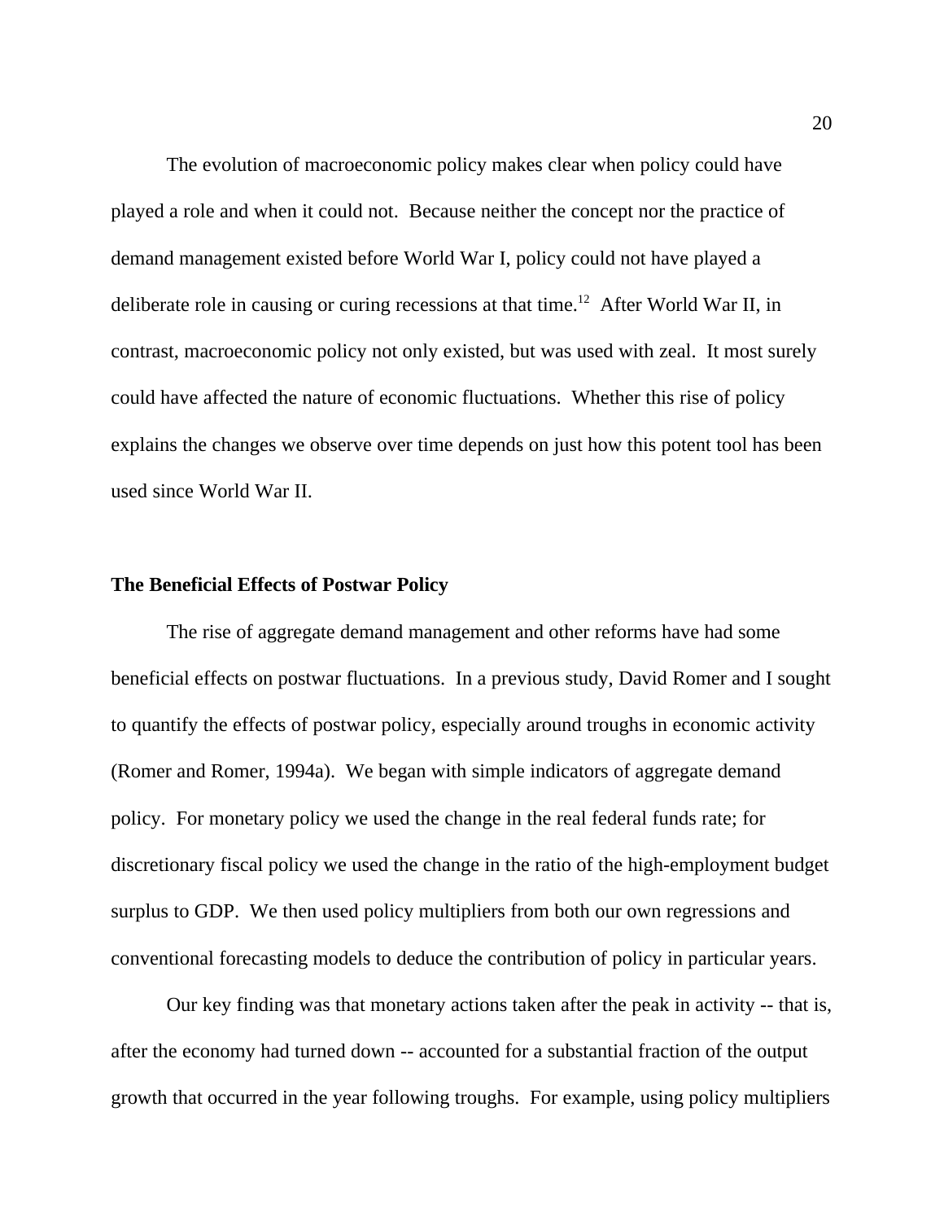The evolution of macroeconomic policy makes clear when policy could have played a role and when it could not. Because neither the concept nor the practice of demand management existed before World War I, policy could not have played a deliberate role in causing or curing recessions at that time.[12] After World War II, in contrast, macroeconomic policy not only existed, but was used with zeal. It most surely could have affected the nature of economic fluctuations. Whether this rise of policy explains the changes we observe over time depends on just how this potent tool has been used since World War II.

**The Beneficial Effects of Postwar Policy**

The rise of aggregate demand management and other reforms have had some beneficial effects on postwar fluctuations. In a previous study, David Romer and I sought to quantify the effects of postwar policy, especially around troughs in economic activity (Romer and Romer, 1994a). We began with simple indicators of aggregate demand policy. For monetary policy we used the change in the real federal funds rate; for discretionary fiscal policy we used the change in the ratio of the high-employment budget surplus to GDP. We then used policy multipliers from both our own regressions and conventional forecasting models to deduce the contribution of policy in particular years.

Our key finding was that monetary actions taken after the peak in activity -- that is, after the economy had turned down -- accounted for a substantial fraction of the output growth that occurred in the year following troughs. For example, using policy multipliers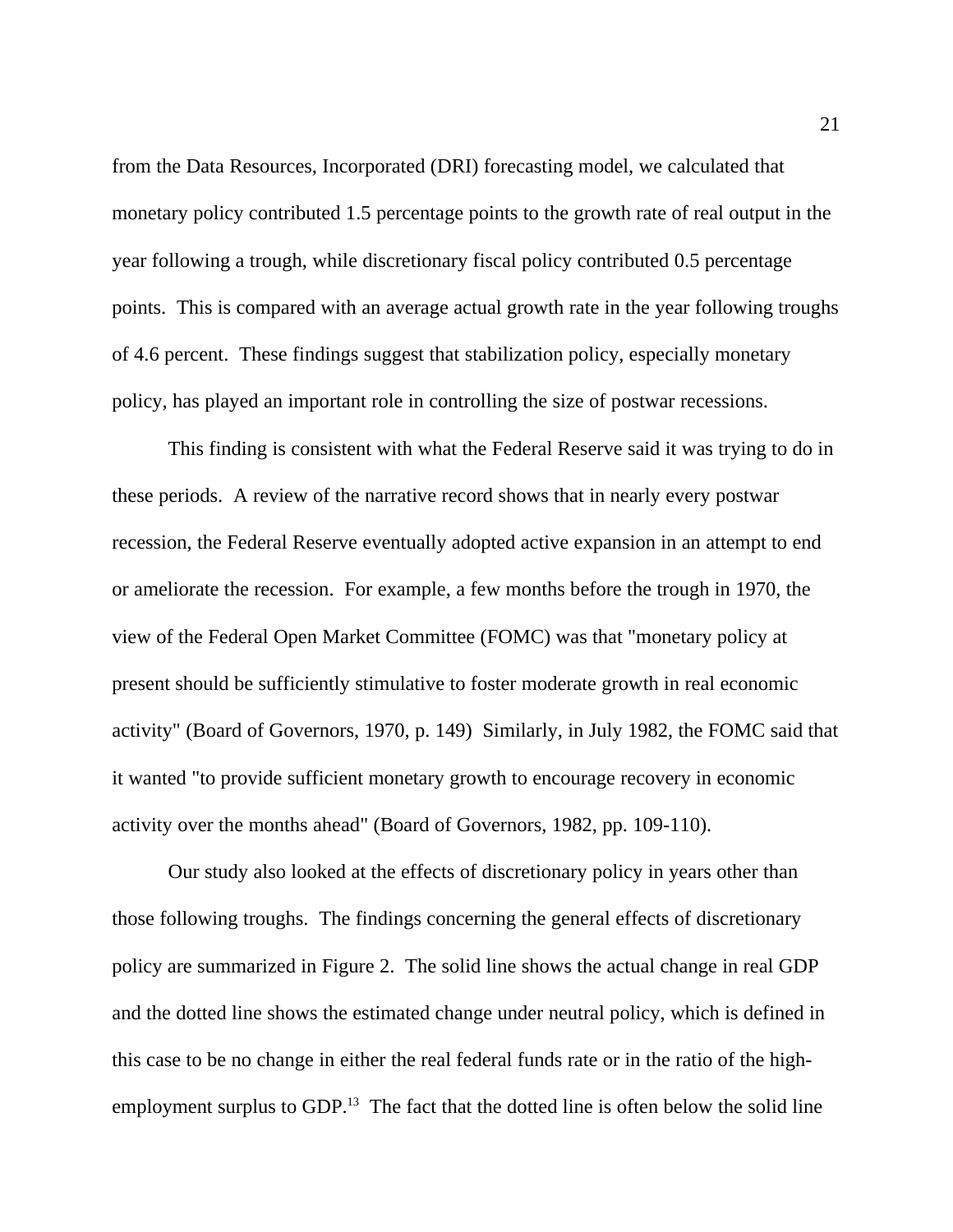from the Data Resources, Incorporated (DRI) forecasting model, we calculated that monetary policy contributed 1.5 percentage points to the growth rate of real output in the year following a trough, while discretionary fiscal policy contributed 0.5 percentage points. This is compared with an average actual growth rate in the year following troughs of 4.6 percent. These findings suggest that stabilization policy, especially monetary policy, has played an important role in controlling the size of postwar recessions.

This finding is consistent with what the Federal Reserve said it was trying to do in these periods. A review of the narrative record shows that in nearly every postwar recession, the Federal Reserve eventually adopted active expansion in an attempt to end or ameliorate the recession. For example, a few months before the trough in 1970, the view of the Federal Open Market Committee (FOMC) was that "monetary policy at present should be sufficiently stimulative to foster moderate growth in real economic activity" (Board of Governors, 1970, p. 149) Similarly, in July 1982, the FOMC said that it wanted "to provide sufficient monetary growth to encourage recovery in economic activity over the months ahead" (Board of Governors, 1982, pp. 109-110).

Our study also looked at the effects of discretionary policy in years other than those following troughs. The findings concerning the general effects of discretionary policy are summarized in Figure 2. The solid line shows the actual change in real GDP and the dotted line shows the estimated change under neutral policy, which is defined in this case to be no change in either the real federal funds rate or in the ratio of the high-employment surplus to GDP.[13] The fact that the dotted line is often below the solid line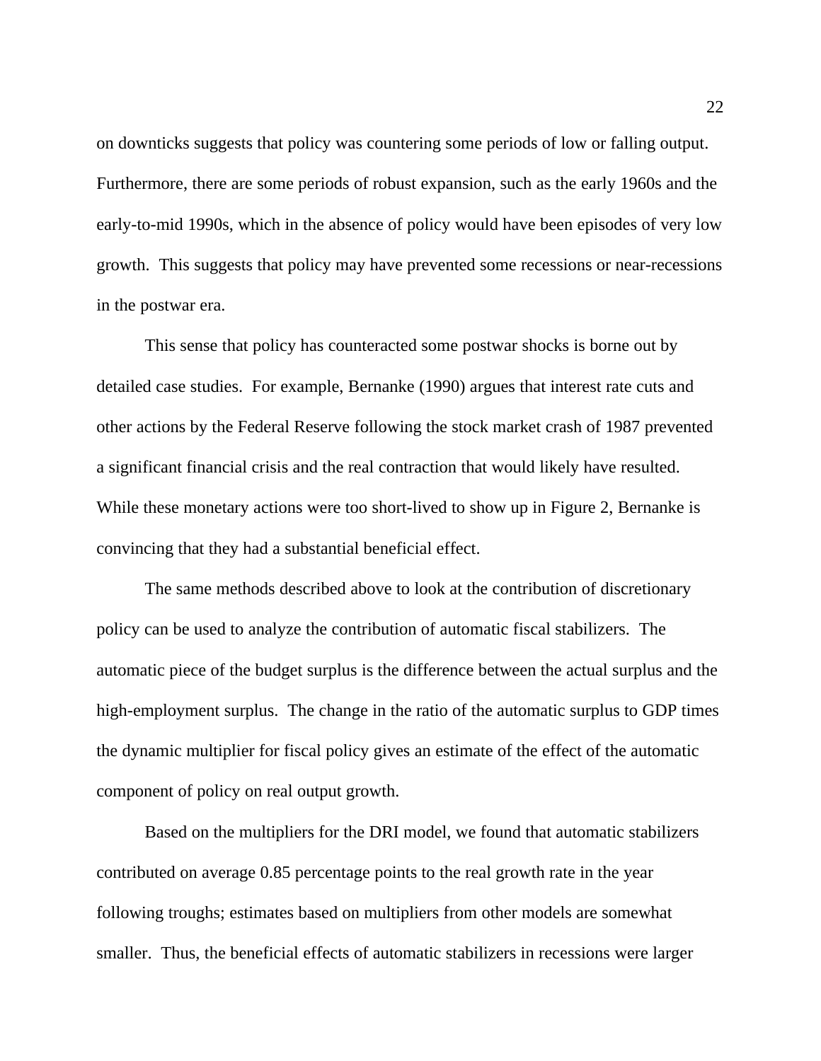on downticks suggests that policy was countering some periods of low or falling output. Furthermore, there are some periods of robust expansion, such as the early 1960s and the early-to-mid 1990s, which in the absence of policy would have been episodes of very low growth. This suggests that policy may have prevented some recessions or near-recessions in the postwar era.

This sense that policy has counteracted some postwar shocks is borne out by detailed case studies. For example, Bernanke (1990) argues that interest rate cuts and other actions by the Federal Reserve following the stock market crash of 1987 prevented a significant financial crisis and the real contraction that would likely have resulted. While these monetary actions were too short-lived to show up in Figure 2, Bernanke is convincing that they had a substantial beneficial effect.

The same methods described above to look at the contribution of discretionary policy can be used to analyze the contribution of automatic fiscal stabilizers. The automatic piece of the budget surplus is the difference between the actual surplus and the high-employment surplus. The change in the ratio of the automatic surplus to GDP times the dynamic multiplier for fiscal policy gives an estimate of the effect of the automatic component of policy on real output growth.

Based on the multipliers for the DRI model, we found that automatic stabilizers contributed on average 0.85 percentage points to the real growth rate in the year following troughs; estimates based on multipliers from other models are somewhat smaller. Thus, the beneficial effects of automatic stabilizers in recessions were larger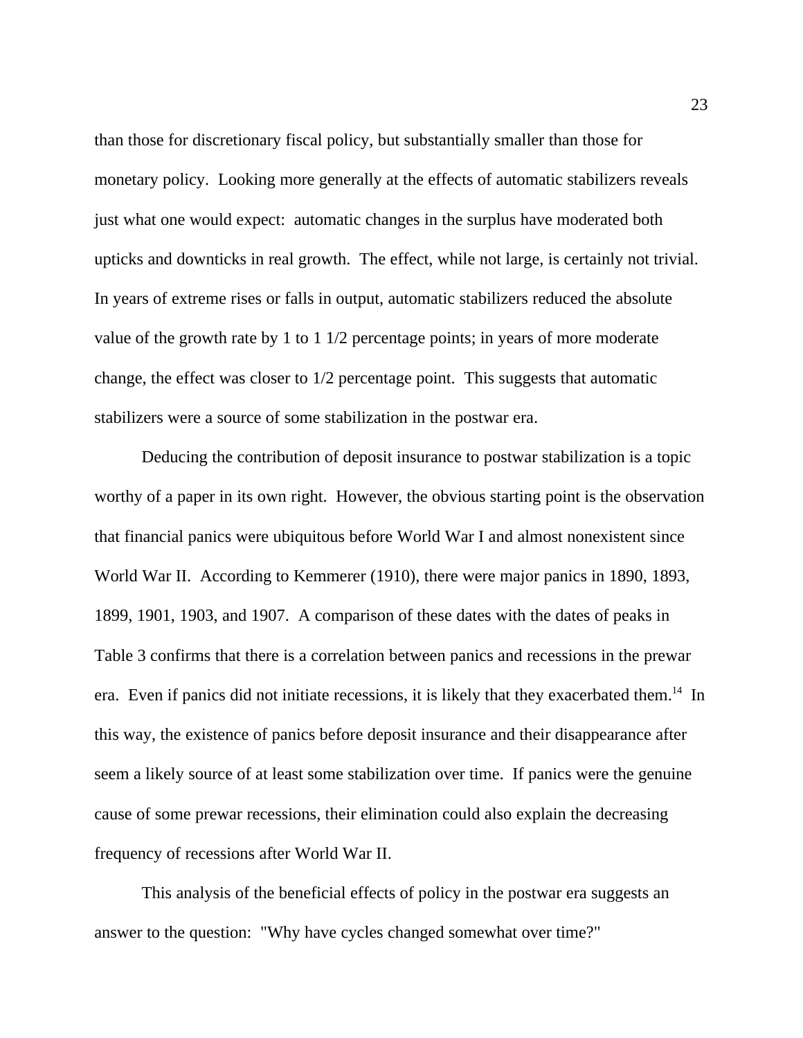than those for discretionary fiscal policy, but substantially smaller than those for monetary policy. Looking more generally at the effects of automatic stabilizers reveals just what one would expect: automatic changes in the surplus have moderated both upticks and downticks in real growth. The effect, while not large, is certainly not trivial. In years of extreme rises or falls in output, automatic stabilizers reduced the absolute value of the growth rate by 1 to 1 1/2 percentage points; in years of more moderate change, the effect was closer to 1/2 percentage point. This suggests that automatic stabilizers were a source of some stabilization in the postwar era.

Deducing the contribution of deposit insurance to postwar stabilization is a topic worthy of a paper in its own right. However, the obvious starting point is the observation that financial panics were ubiquitous before World War I and almost nonexistent since World War II. According to Kemmerer (1910), there were major panics in 1890, 1893, 1899, 1901, 1903, and 1907. A comparison of these dates with the dates of peaks in Table 3 confirms that there is a correlation between panics and recessions in the prewar era. Even if panics did not initiate recessions, it is likely that they exacerbated them.[14] In this way, the existence of panics before deposit insurance and their disappearance after seem a likely source of at least some stabilization over time. If panics were the genuine cause of some prewar recessions, their elimination could also explain the decreasing frequency of recessions after World War II.

This analysis of the beneficial effects of policy in the postwar era suggests an answer to the question: "Why have cycles changed somewhat over time?"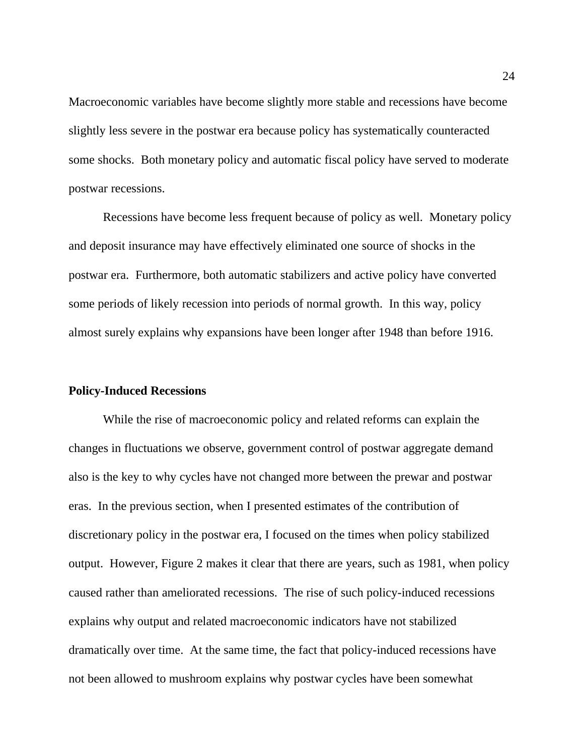Macroeconomic variables have become slightly more stable and recessions have become slightly less severe in the postwar era because policy has systematically counteracted some shocks. Both monetary policy and automatic fiscal policy have served to moderate postwar recessions.

Recessions have become less frequent because of policy as well. Monetary policy and deposit insurance may have effectively eliminated one source of shocks in the postwar era. Furthermore, both automatic stabilizers and active policy have converted some periods of likely recession into periods of normal growth. In this way, policy almost surely explains why expansions have been longer after 1948 than before 1916.

**Policy-Induced Recessions**

While the rise of macroeconomic policy and related reforms can explain the changes in fluctuations we observe, government control of postwar aggregate demand also is the key to why cycles have not changed more between the prewar and postwar eras. In the previous section, when I presented estimates of the contribution of discretionary policy in the postwar era, I focused on the times when policy stabilized output. However, Figure 2 makes it clear that there are years, such as 1981, when policy caused rather than ameliorated recessions. The rise of such policy-induced recessions explains why output and related macroeconomic indicators have not stabilized dramatically over time. At the same time, the fact that policy-induced recessions have not been allowed to mushroom explains why postwar cycles have been somewhat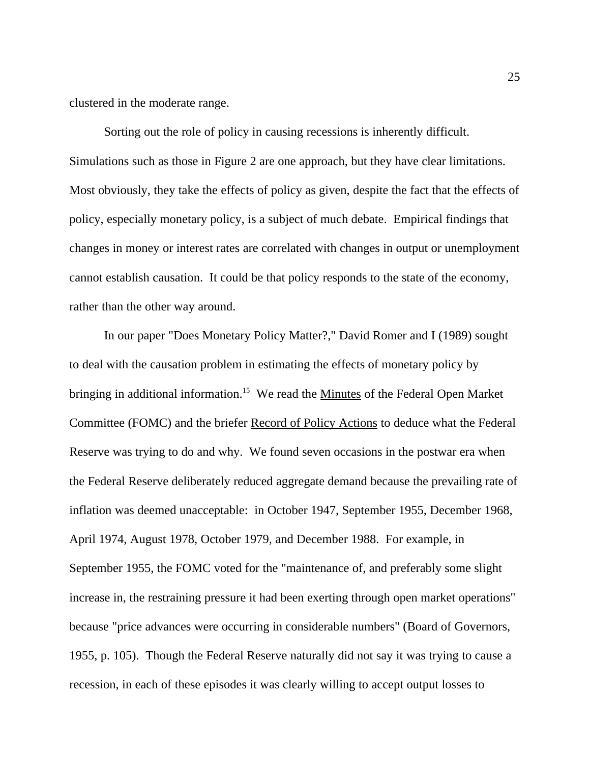clustered in the moderate range.

Sorting out the role of policy in causing recessions is inherently difficult. Simulations such as those in Figure 2 are one approach, but they have clear limitations. Most obviously, they take the effects of policy as given, despite the fact that the effects of policy, especially monetary policy, is a subject of much debate. Empirical findings that changes in money or interest rates are correlated with changes in output or unemployment cannot establish causation. It could be that policy responds to the state of the economy, rather than the other way around.

In our paper "Does Monetary Policy Matter?," David Romer and I (1989) sought to deal with the causation problem in estimating the effects of monetary policy by bringing in additional information.[15] We read the Minutes of the Federal Open Market Committee (FOMC) and the briefer Record of Policy Actions to deduce what the Federal Reserve was trying to do and why. We found seven occasions in the postwar era when the Federal Reserve deliberately reduced aggregate demand because the prevailing rate of inflation was deemed unacceptable: in October 1947, September 1955, December 1968, April 1974, August 1978, October 1979, and December 1988. For example, in September 1955, the FOMC voted for the "maintenance of, and preferably some slight increase in, the restraining pressure it had been exerting through open market operations" because "price advances were occurring in considerable numbers" (Board of Governors, 1955, p. 105). Though the Federal Reserve naturally did not say it was trying to cause a recession, in each of these episodes it was clearly willing to accept output losses to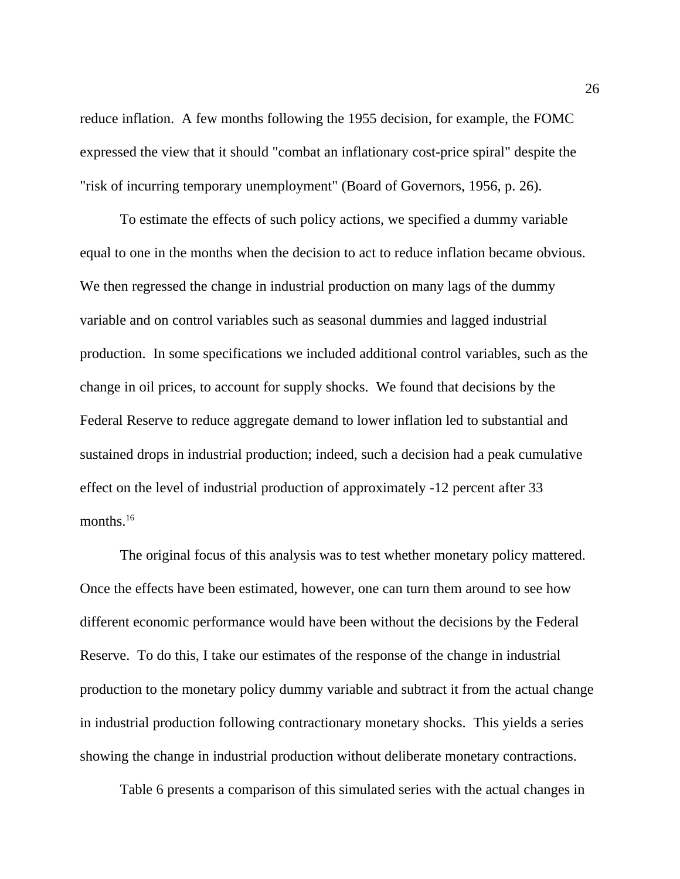reduce inflation. A few months following the 1955 decision, for example, the FOMC expressed the view that it should "combat an inflationary cost-price spiral" despite the "risk of incurring temporary unemployment" (Board of Governors, 1956, p. 26).

To estimate the effects of such policy actions, we specified a dummy variable equal to one in the months when the decision to act to reduce inflation became obvious. We then regressed the change in industrial production on many lags of the dummy variable and on control variables such as seasonal dummies and lagged industrial production. In some specifications we included additional control variables, such as the change in oil prices, to account for supply shocks. We found that decisions by the Federal Reserve to reduce aggregate demand to lower inflation led to substantial and sustained drops in industrial production; indeed, such a decision had a peak cumulative effect on the level of industrial production of approximately -12 percent after 33 months.[16]

The original focus of this analysis was to test whether monetary policy mattered. Once the effects have been estimated, however, one can turn them around to see how different economic performance would have been without the decisions by the Federal Reserve. To do this, I take our estimates of the response of the change in industrial production to the monetary policy dummy variable and subtract it from the actual change in industrial production following contractionary monetary shocks. This yields a series showing the change in industrial production without deliberate monetary contractions.

Table 6 presents a comparison of this simulated series with the actual changes in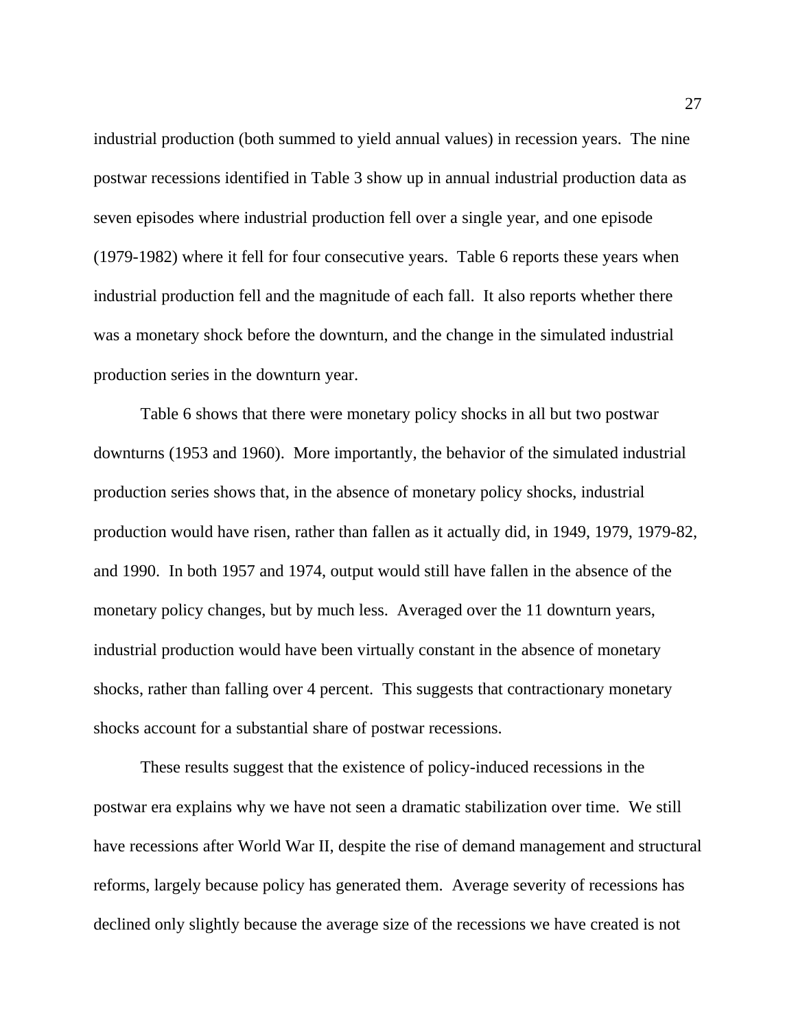industrial production (both summed to yield annual values) in recession years. The nine postwar recessions identified in Table 3 show up in annual industrial production data as seven episodes where industrial production fell over a single year, and one episode (1979-1982) where it fell for four consecutive years. Table 6 reports these years when industrial production fell and the magnitude of each fall. It also reports whether there was a monetary shock before the downturn, and the change in the simulated industrial production series in the downturn year.

Table 6 shows that there were monetary policy shocks in all but two postwar downturns (1953 and 1960). More importantly, the behavior of the simulated industrial production series shows that, in the absence of monetary policy shocks, industrial production would have risen, rather than fallen as it actually did, in 1949, 1979, 1979-82, and 1990. In both 1957 and 1974, output would still have fallen in the absence of the monetary policy changes, but by much less. Averaged over the 11 downturn years, industrial production would have been virtually constant in the absence of monetary shocks, rather than falling over 4 percent. This suggests that contractionary monetary shocks account for a substantial share of postwar recessions.

These results suggest that the existence of policy-induced recessions in the postwar era explains why we have not seen a dramatic stabilization over time. We still have recessions after World War II, despite the rise of demand management and structural reforms, largely because policy has generated them. Average severity of recessions has declined only slightly because the average size of the recessions we have created is not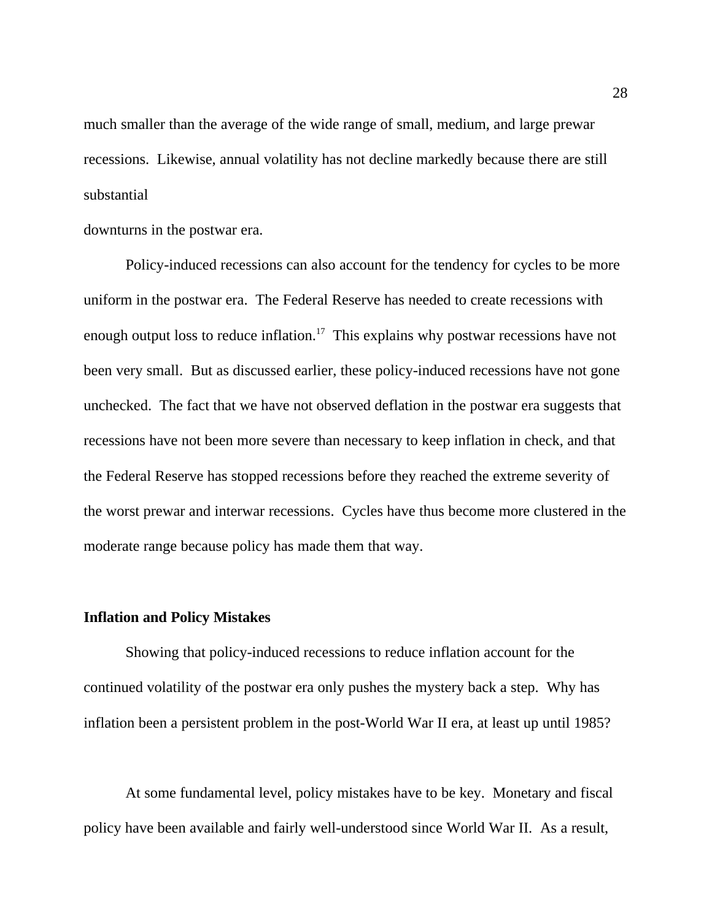much smaller than the average of the wide range of small, medium, and large prewar recessions. Likewise, annual volatility has not decline markedly because there are still substantial downturns in the postwar era.

Policy-induced recessions can also account for the tendency for cycles to be more uniform in the postwar era. The Federal Reserve has needed to create recessions with enough output loss to reduce inflation.[17] This explains why postwar recessions have not been very small. But as discussed earlier, these policy-induced recessions have not gone unchecked. The fact that we have not observed deflation in the postwar era suggests that recessions have not been more severe than necessary to keep inflation in check, and that the Federal Reserve has stopped recessions before they reached the extreme severity of the worst prewar and interwar recessions. Cycles have thus become more clustered in the moderate range because policy has made them that way.

**Inflation and Policy Mistakes**

Showing that policy-induced recessions to reduce inflation account for the continued volatility of the postwar era only pushes the mystery back a step. Why has inflation been a persistent problem in the post-World War II era, at least up until 1985?

At some fundamental level, policy mistakes have to be key. Monetary and fiscal policy have been available and fairly well-understood since World War II. As a result,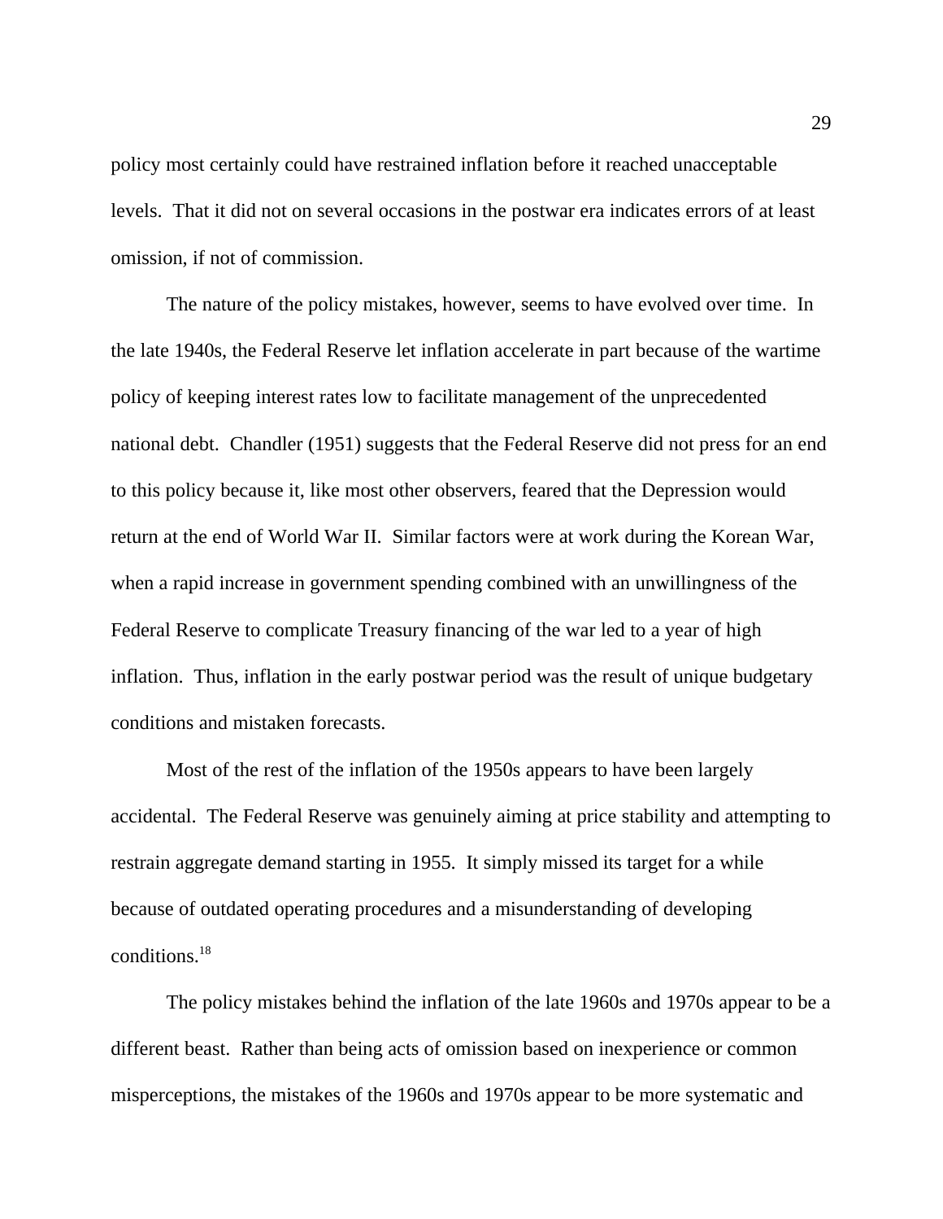policy most certainly could have restrained inflation before it reached unacceptable levels. That it did not on several occasions in the postwar era indicates errors of at least omission, if not of commission.

The nature of the policy mistakes, however, seems to have evolved over time. In the late 1940s, the Federal Reserve let inflation accelerate in part because of the wartime policy of keeping interest rates low to facilitate management of the unprecedented national debt. Chandler (1951) suggests that the Federal Reserve did not press for an end to this policy because it, like most other observers, feared that the Depression would return at the end of World War II. Similar factors were at work during the Korean War, when a rapid increase in government spending combined with an unwillingness of the Federal Reserve to complicate Treasury financing of the war led to a year of high inflation. Thus, inflation in the early postwar period was the result of unique budgetary conditions and mistaken forecasts.

Most of the rest of the inflation of the 1950s appears to have been largely accidental. The Federal Reserve was genuinely aiming at price stability and attempting to restrain aggregate demand starting in 1955. It simply missed its target for a while because of outdated operating procedures and a misunderstanding of developing conditions.[18]

The policy mistakes behind the inflation of the late 1960s and 1970s appear to be a different beast. Rather than being acts of omission based on inexperience or common misperceptions, the mistakes of the 1960s and 1970s appear to be more systematic and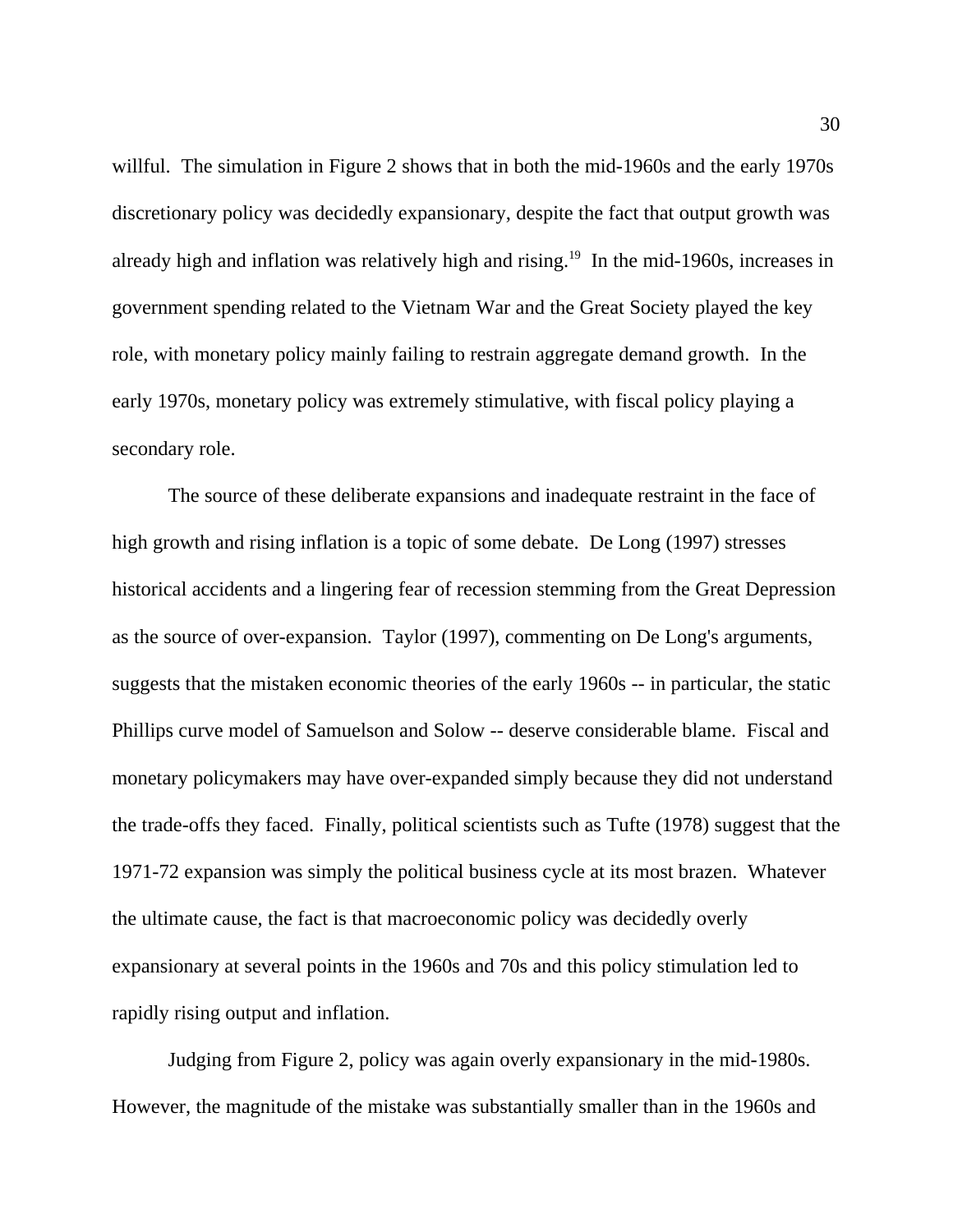willful. The simulation in Figure 2 shows that in both the mid-1960s and the early 1970s discretionary policy was decidedly expansionary, despite the fact that output growth was already high and inflation was relatively high and rising.[19] In the mid-1960s, increases in government spending related to the Vietnam War and the Great Society played the key role, with monetary policy mainly failing to restrain aggregate demand growth. In the early 1970s, monetary policy was extremely stimulative, with fiscal policy playing a secondary role.

The source of these deliberate expansions and inadequate restraint in the face of high growth and rising inflation is a topic of some debate. De Long (1997) stresses historical accidents and a lingering fear of recession stemming from the Great Depression as the source of over-expansion. Taylor (1997), commenting on De Long's arguments, suggests that the mistaken economic theories of the early 1960s -- in particular, the static Phillips curve model of Samuelson and Solow -- deserve considerable blame. Fiscal and monetary policymakers may have over-expanded simply because they did not understand the trade-offs they faced. Finally, political scientists such as Tufte (1978) suggest that the 1971-72 expansion was simply the political business cycle at its most brazen. Whatever the ultimate cause, the fact is that macroeconomic policy was decidedly overly expansionary at several points in the 1960s and 70s and this policy stimulation led to rapidly rising output and inflation.

Judging from Figure 2, policy was again overly expansionary in the mid-1980s. However, the magnitude of the mistake was substantially smaller than in the 1960s and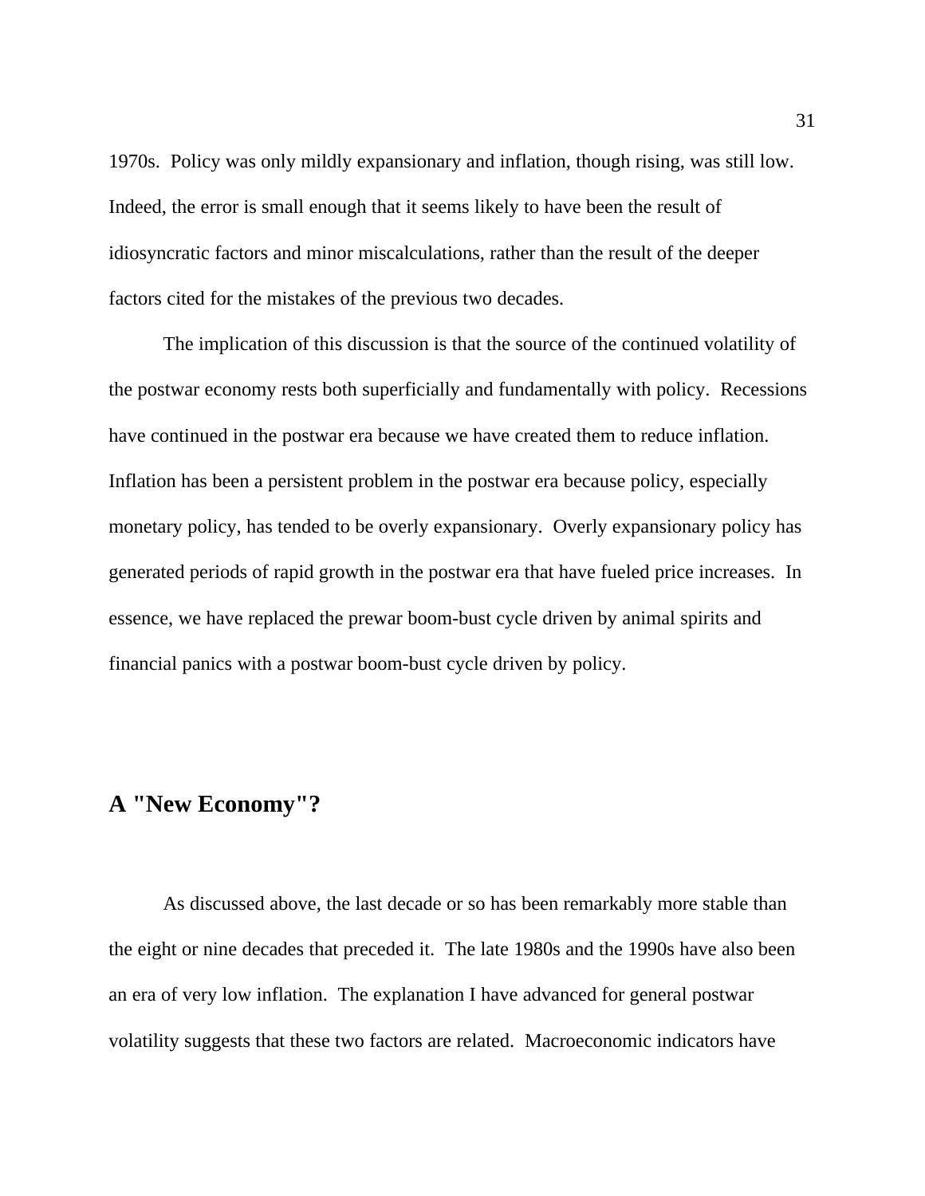1970s. Policy was only mildly expansionary and inflation, though rising, was still low. Indeed, the error is small enough that it seems likely to have been the result of idiosyncratic factors and minor miscalculations, rather than the result of the deeper factors cited for the mistakes of the previous two decades.

The implication of this discussion is that the source of the continued volatility of the postwar economy rests both superficially and fundamentally with policy. Recessions have continued in the postwar era because we have created them to reduce inflation. Inflation has been a persistent problem in the postwar era because policy, especially monetary policy, has tended to be overly expansionary. Overly expansionary policy has generated periods of rapid growth in the postwar era that have fueled price increases. In essence, we have replaced the prewar boom-bust cycle driven by animal spirits and financial panics with a postwar boom-bust cycle driven by policy.

## A "New Economy"?

As discussed above, the last decade or so has been remarkably more stable than the eight or nine decades that preceded it. The late 1980s and the 1990s have also been an era of very low inflation. The explanation I have advanced for general postwar volatility suggests that these two factors are related. Macroeconomic indicators have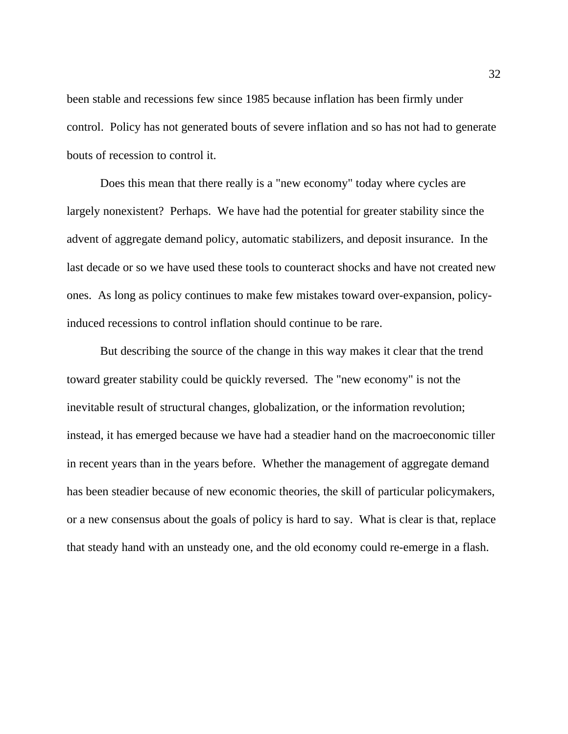been stable and recessions few since 1985 because inflation has been firmly under control. Policy has not generated bouts of severe inflation and so has not had to generate bouts of recession to control it.

Does this mean that there really is a "new economy" today where cycles are largely nonexistent? Perhaps. We have had the potential for greater stability since the advent of aggregate demand policy, automatic stabilizers, and deposit insurance. In the last decade or so we have used these tools to counteract shocks and have not created new ones. As long as policy continues to make few mistakes toward over-expansion, policy-induced recessions to control inflation should continue to be rare.

But describing the source of the change in this way makes it clear that the trend toward greater stability could be quickly reversed. The "new economy" is not the inevitable result of structural changes, globalization, or the information revolution; instead, it has emerged because we have had a steadier hand on the macroeconomic tiller in recent years than in the years before. Whether the management of aggregate demand has been steadier because of new economic theories, the skill of particular policymakers, or a new consensus about the goals of policy is hard to say. What is clear is that, replace that steady hand with an unsteady one, and the old economy could re-emerge in a flash.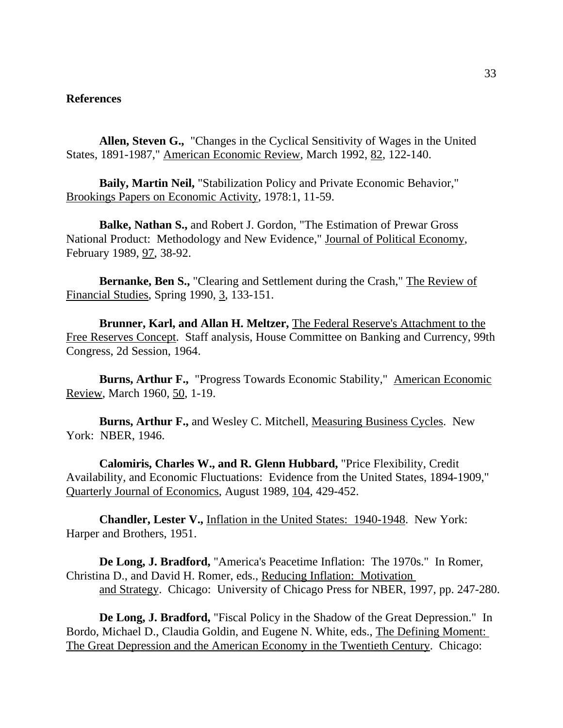## References

**Allen, Steven G.,** "Changes in the Cyclical Sensitivity of Wages in the United States, 1891-1987," American Economic Review, March 1992, 82, 122-140.

**Baily, Martin Neil,** "Stabilization Policy and Private Economic Behavior," Brookings Papers on Economic Activity, 1978:1, 11-59.

**Balke, Nathan S.,** and Robert J. Gordon, "The Estimation of Prewar Gross National Product: Methodology and New Evidence," Journal of Political Economy, February 1989, 97, 38-92.

**Bernanke, Ben S.,** "Clearing and Settlement during the Crash," The Review of Financial Studies, Spring 1990, 3, 133-151.

**Brunner, Karl, and Allan H. Meltzer,** The Federal Reserve's Attachment to the Free Reserves Concept. Staff analysis, House Committee on Banking and Currency, 99th Congress, 2d Session, 1964.

**Burns, Arthur F.,** "Progress Towards Economic Stability," American Economic Review, March 1960, 50, 1-19.

**Burns, Arthur F.,** and Wesley C. Mitchell, Measuring Business Cycles. New York: NBER, 1946.

**Calomiris, Charles W., and R. Glenn Hubbard,** "Price Flexibility, Credit Availability, and Economic Fluctuations: Evidence from the United States, 1894-1909," Quarterly Journal of Economics, August 1989, 104, 429-452.

**Chandler, Lester V.,** Inflation in the United States: 1940-1948. New York: Harper and Brothers, 1951.

**De Long, J. Bradford,** "America's Peacetime Inflation: The 1970s." In Romer, Christina D., and David H. Romer, eds., Reducing Inflation: Motivation and Strategy. Chicago: University of Chicago Press for NBER, 1997, pp. 247-280.

**De Long, J. Bradford,** "Fiscal Policy in the Shadow of the Great Depression." In Bordo, Michael D., Claudia Goldin, and Eugene N. White, eds., The Defining Moment: The Great Depression and the American Economy in the Twentieth Century. Chicago: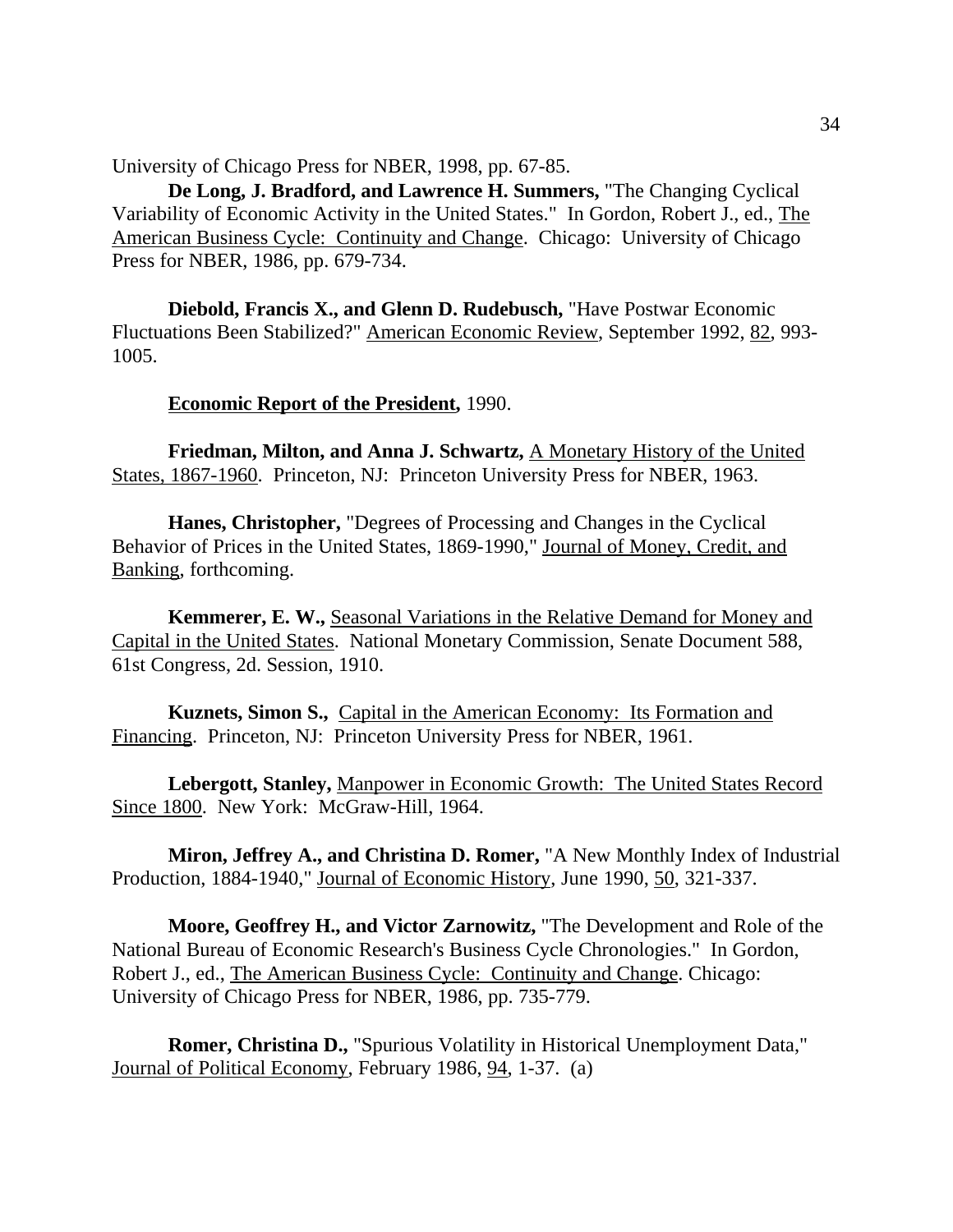University of Chicago Press for NBER, 1998, pp. 67-85.

**De Long, J. Bradford, and Lawrence H. Summers,** "The Changing Cyclical Variability of Economic Activity in the United States." In Gordon, Robert J., ed., The American Business Cycle: Continuity and Change. Chicago: University of Chicago Press for NBER, 1986, pp. 679-734.

**Diebold, Francis X., and Glenn D. Rudebusch,** "Have Postwar Economic Fluctuations Been Stabilized?" American Economic Review, September 1992, 82, 993-1005.

**Economic Report of the President,** 1990.

**Friedman, Milton, and Anna J. Schwartz,** A Monetary History of the United States, 1867-1960. Princeton, NJ: Princeton University Press for NBER, 1963.

**Hanes, Christopher,** "Degrees of Processing and Changes in the Cyclical Behavior of Prices in the United States, 1869-1990," Journal of Money, Credit, and Banking, forthcoming.

**Kemmerer, E. W.,** Seasonal Variations in the Relative Demand for Money and Capital in the United States. National Monetary Commission, Senate Document 588, 61st Congress, 2d. Session, 1910.

**Kuznets, Simon S.,** Capital in the American Economy: Its Formation and Financing. Princeton, NJ: Princeton University Press for NBER, 1961.

**Lebergott, Stanley,** Manpower in Economic Growth: The United States Record Since 1800. New York: McGraw-Hill, 1964.

**Miron, Jeffrey A., and Christina D. Romer,** "A New Monthly Index of Industrial Production, 1884-1940," Journal of Economic History, June 1990, 50, 321-337.

**Moore, Geoffrey H., and Victor Zarnowitz,** "The Development and Role of the National Bureau of Economic Research's Business Cycle Chronologies." In Gordon, Robert J., ed., The American Business Cycle: Continuity and Change. Chicago: University of Chicago Press for NBER, 1986, pp. 735-779.

**Romer, Christina D.,** "Spurious Volatility in Historical Unemployment Data," Journal of Political Economy, February 1986, 94, 1-37. (a)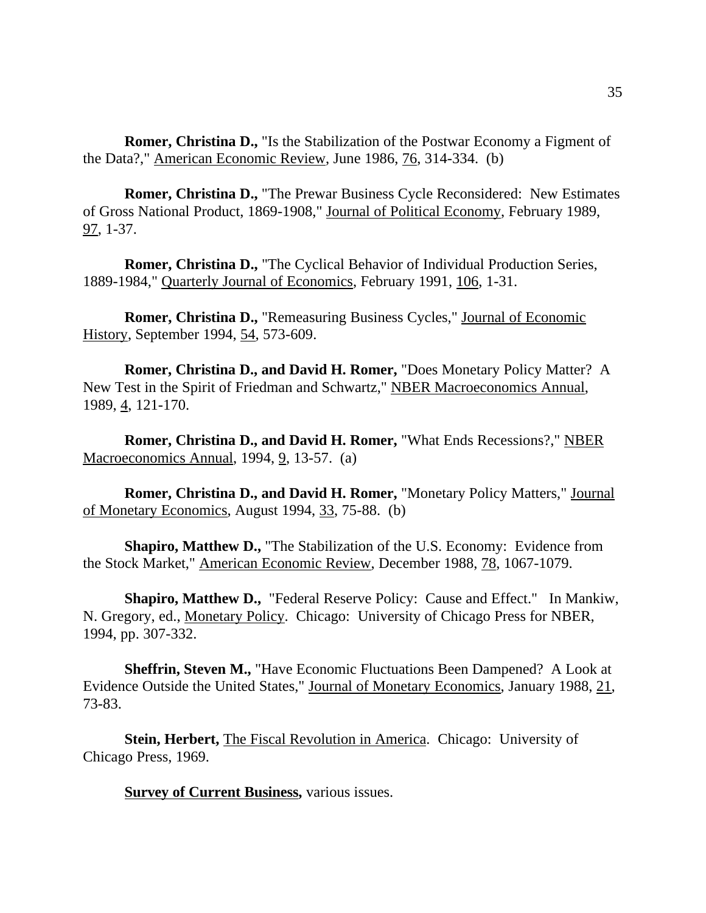**Romer, Christina D.,** "Is the Stabilization of the Postwar Economy a Figment of the Data?," American Economic Review, June 1986, 76, 314-334. (b)

**Romer, Christina D.,** "The Prewar Business Cycle Reconsidered: New Estimates of Gross National Product, 1869-1908," Journal of Political Economy, February 1989, 97, 1-37.

**Romer, Christina D.,** "The Cyclical Behavior of Individual Production Series, 1889-1984," Quarterly Journal of Economics, February 1991, 106, 1-31.

**Romer, Christina D.,** "Remeasuring Business Cycles," Journal of Economic History, September 1994, 54, 573-609.

**Romer, Christina D., and David H. Romer,** "Does Monetary Policy Matter? A New Test in the Spirit of Friedman and Schwartz," NBER Macroeconomics Annual, 1989, 4, 121-170.

**Romer, Christina D., and David H. Romer,** "What Ends Recessions?," NBER Macroeconomics Annual, 1994, 9, 13-57. (a)

**Romer, Christina D., and David H. Romer,** "Monetary Policy Matters," Journal of Monetary Economics, August 1994, 33, 75-88. (b)

**Shapiro, Matthew D.,** "The Stabilization of the U.S. Economy: Evidence from the Stock Market," American Economic Review, December 1988, 78, 1067-1079.

**Shapiro, Matthew D.,** "Federal Reserve Policy: Cause and Effect." In Mankiw, N. Gregory, ed., Monetary Policy. Chicago: University of Chicago Press for NBER, 1994, pp. 307-332.

**Sheffrin, Steven M.,** "Have Economic Fluctuations Been Dampened? A Look at Evidence Outside the United States," Journal of Monetary Economics, January 1988, 21, 73-83.

**Stein, Herbert,** The Fiscal Revolution in America. Chicago: University of Chicago Press, 1969.

**Survey of Current Business,** various issues.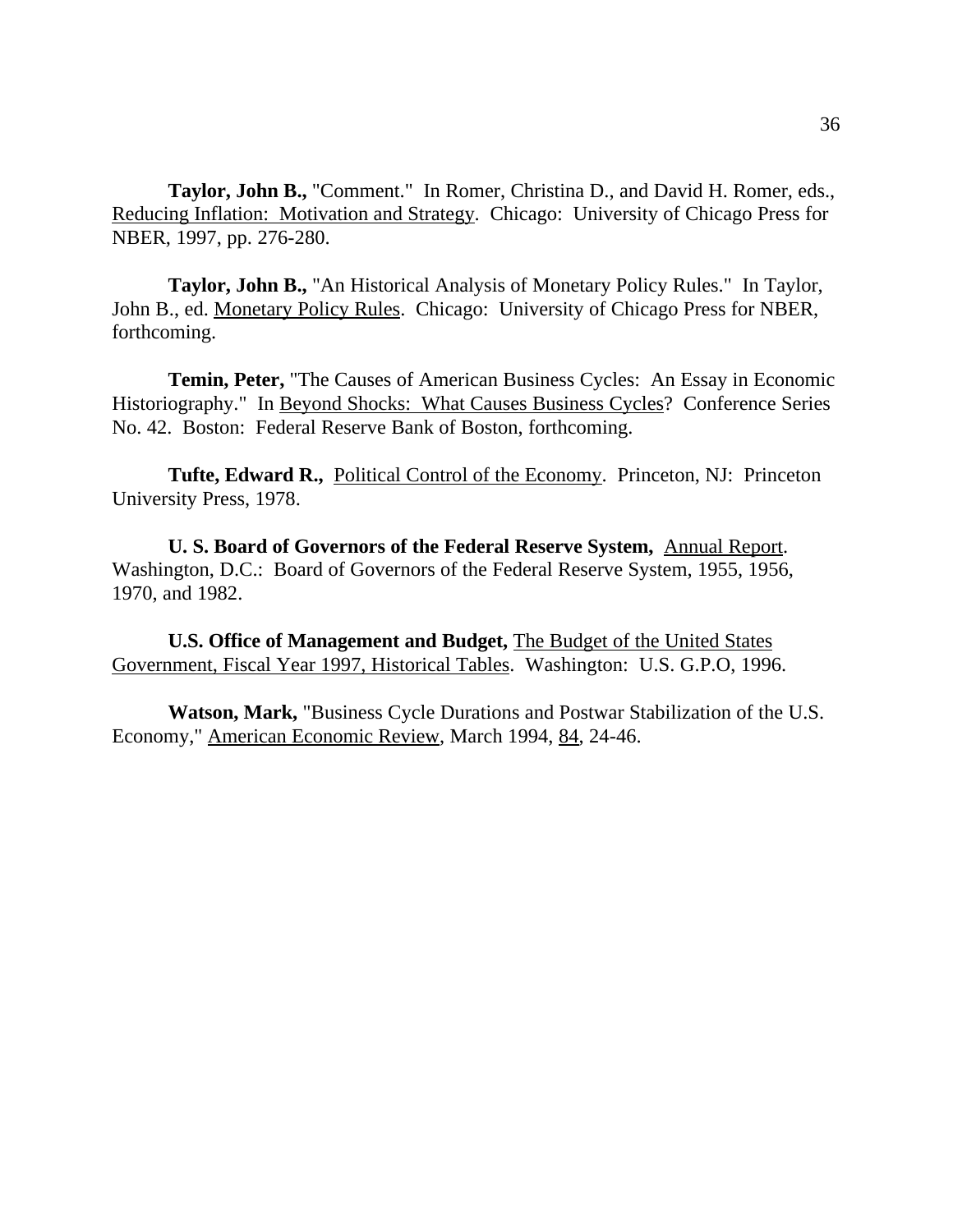**Taylor, John B.,** "Comment." In Romer, Christina D., and David H. Romer, eds., Reducing Inflation: Motivation and Strategy. Chicago: University of Chicago Press for NBER, 1997, pp. 276-280.

**Taylor, John B.,** "An Historical Analysis of Monetary Policy Rules." In Taylor, John B., ed. Monetary Policy Rules. Chicago: University of Chicago Press for NBER, forthcoming.

**Temin, Peter,** "The Causes of American Business Cycles: An Essay in Economic Historiography." In Beyond Shocks: What Causes Business Cycles? Conference Series No. 42. Boston: Federal Reserve Bank of Boston, forthcoming.

**Tufte, Edward R.,** Political Control of the Economy. Princeton, NJ: Princeton University Press, 1978.

**U. S. Board of Governors of the Federal Reserve System,** Annual Report. Washington, D.C.: Board of Governors of the Federal Reserve System, 1955, 1956, 1970, and 1982.

**U.S. Office of Management and Budget,** The Budget of the United States Government, Fiscal Year 1997, Historical Tables. Washington: U.S. G.P.O, 1996.

**Watson, Mark,** "Business Cycle Durations and Postwar Stabilization of the U.S. Economy," American Economic Review, March 1994, 84, 24-46.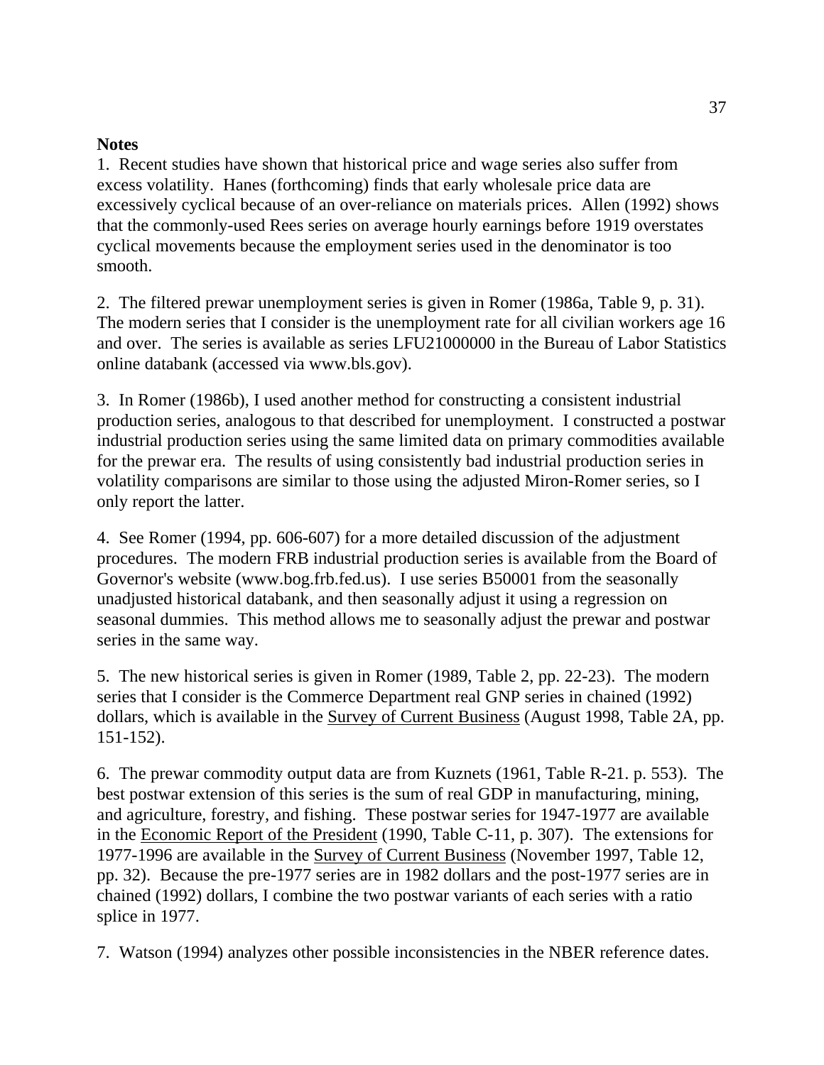**Notes**

1. Recent studies have shown that historical price and wage series also suffer from excess volatility. Hanes (forthcoming) finds that early wholesale price data are excessively cyclical because of an over-reliance on materials prices. Allen (1992) shows that the commonly-used Rees series on average hourly earnings before 1919 overstates cyclical movements because the employment series used in the denominator is too smooth.

2. The filtered prewar unemployment series is given in Romer (1986a, Table 9, p. 31). The modern series that I consider is the unemployment rate for all civilian workers age 16 and over. The series is available as series LFU21000000 in the Bureau of Labor Statistics online databank (accessed via www.bls.gov).

3. In Romer (1986b), I used another method for constructing a consistent industrial production series, analogous to that described for unemployment. I constructed a postwar industrial production series using the same limited data on primary commodities available for the prewar era. The results of using consistently bad industrial production series in volatility comparisons are similar to those using the adjusted Miron-Romer series, so I only report the latter.

4. See Romer (1994, pp. 606-607) for a more detailed discussion of the adjustment procedures. The modern FRB industrial production series is available from the Board of Governor's website (www.bog.frb.fed.us). I use series B50001 from the seasonally unadjusted historical databank, and then seasonally adjust it using a regression on seasonal dummies. This method allows me to seasonally adjust the prewar and postwar series in the same way.

5. The new historical series is given in Romer (1989, Table 2, pp. 22-23). The modern series that I consider is the Commerce Department real GNP series in chained (1992) dollars, which is available in the Survey of Current Business (August 1998, Table 2A, pp. 151-152).

6. The prewar commodity output data are from Kuznets (1961, Table R-21. p. 553). The best postwar extension of this series is the sum of real GDP in manufacturing, mining, and agriculture, forestry, and fishing. These postwar series for 1947-1977 are available in the Economic Report of the President (1990, Table C-11, p. 307). The extensions for 1977-1996 are available in the Survey of Current Business (November 1997, Table 12, pp. 32). Because the pre-1977 series are in 1982 dollars and the post-1977 series are in chained (1992) dollars, I combine the two postwar variants of each series with a ratio splice in 1977.

7. Watson (1994) analyzes other possible inconsistencies in the NBER reference dates.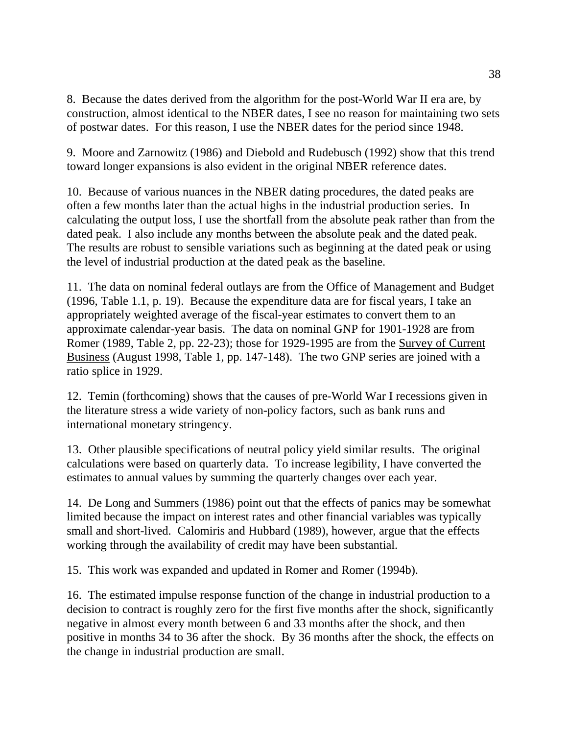8.  Because the dates derived from the algorithm for the post-World War II era are, by construction, almost identical to the NBER dates, I see no reason for maintaining two sets of postwar dates.  For this reason, I use the NBER dates for the period since 1948.

9.  Moore and Zarnowitz (1986) and Diebold and Rudebusch (1992) show that this trend toward longer expansions is also evident in the original NBER reference dates.

10.  Because of various nuances in the NBER dating procedures, the dated peaks are often a few months later than the actual highs in the industrial production series.  In calculating the output loss, I use the shortfall from the absolute peak rather than from the dated peak.  I also include any months between the absolute peak and the dated peak.  The results are robust to sensible variations such as beginning at the dated peak or using the level of industrial production at the dated peak as the baseline.

11.  The data on nominal federal outlays are from the Office of Management and Budget (1996, Table 1.1, p. 19).  Because the expenditure data are for fiscal years, I take an appropriately weighted average of the fiscal-year estimates to convert them to an approximate calendar-year basis.  The data on nominal GNP for 1901-1928 are from Romer (1989, Table 2, pp. 22-23); those for 1929-1995 are from the Survey of Current Business (August 1998, Table 1, pp. 147-148).  The two GNP series are joined with a ratio splice in 1929.

12.  Temin (forthcoming) shows that the causes of pre-World War I recessions given in the literature stress a wide variety of non-policy factors, such as bank runs and international monetary stringency.

13.  Other plausible specifications of neutral policy yield similar results.  The original calculations were based on quarterly data.  To increase legibility, I have converted the estimates to annual values by summing the quarterly changes over each year.

14.  De Long and Summers (1986) point out that the effects of panics may be somewhat limited because the impact on interest rates and other financial variables was typically small and short-lived.  Calomiris and Hubbard (1989), however, argue that the effects working through the availability of credit may have been substantial.

15.  This work was expanded and updated in Romer and Romer (1994b).

16.  The estimated impulse response function of the change in industrial production to a decision to contract is roughly zero for the first five months after the shock, significantly negative in almost every month between 6 and 33 months after the shock, and then positive in months 34 to 36 after the shock.  By 36 months after the shock, the effects on the change in industrial production are small.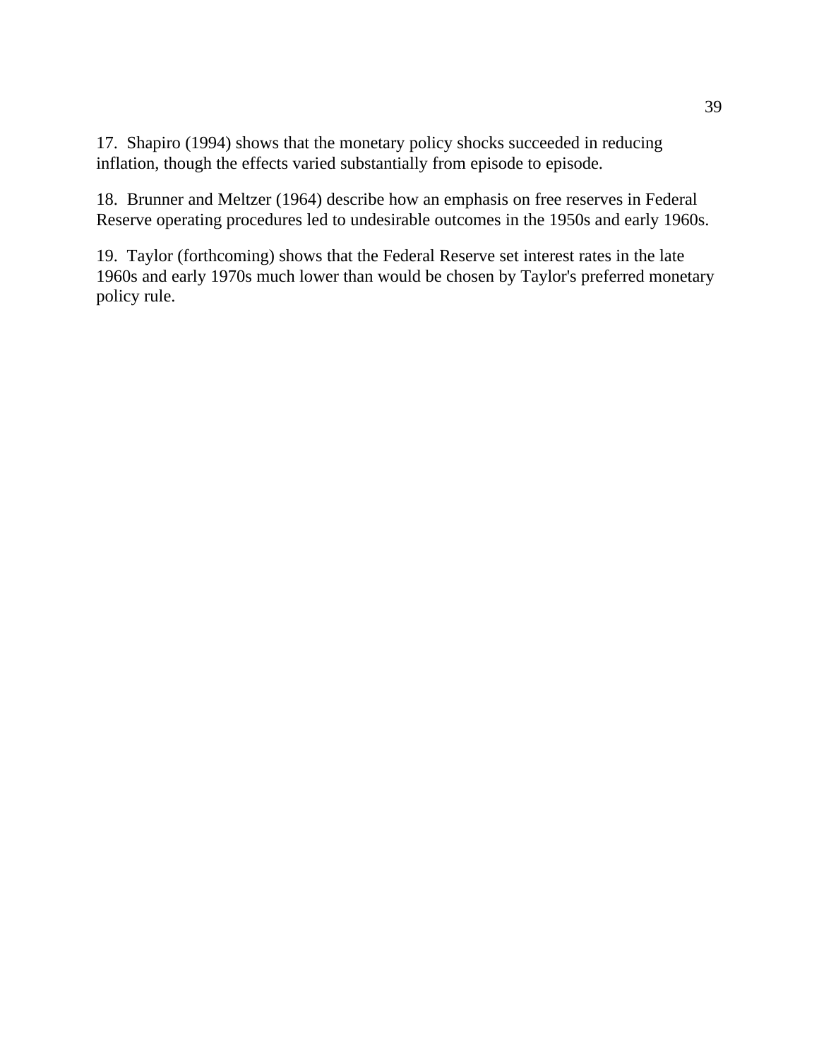17. Shapiro (1994) shows that the monetary policy shocks succeeded in reducing inflation, though the effects varied substantially from episode to episode.

18. Brunner and Meltzer (1964) describe how an emphasis on free reserves in Federal Reserve operating procedures led to undesirable outcomes in the 1950s and early 1960s.

19. Taylor (forthcoming) shows that the Federal Reserve set interest rates in the late 1960s and early 1970s much lower than would be chosen by Taylor's preferred monetary policy rule.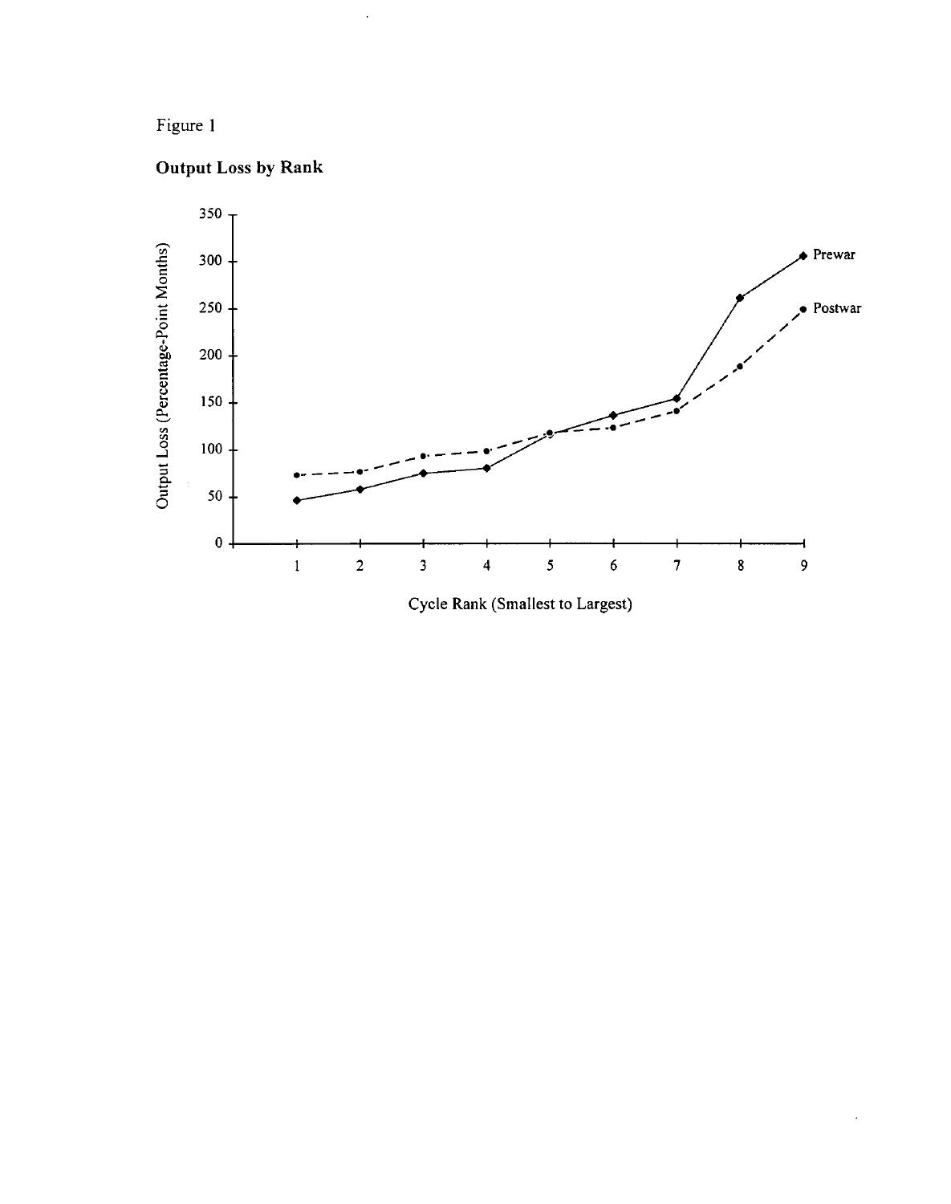Figure 1

**Output Loss by Rank**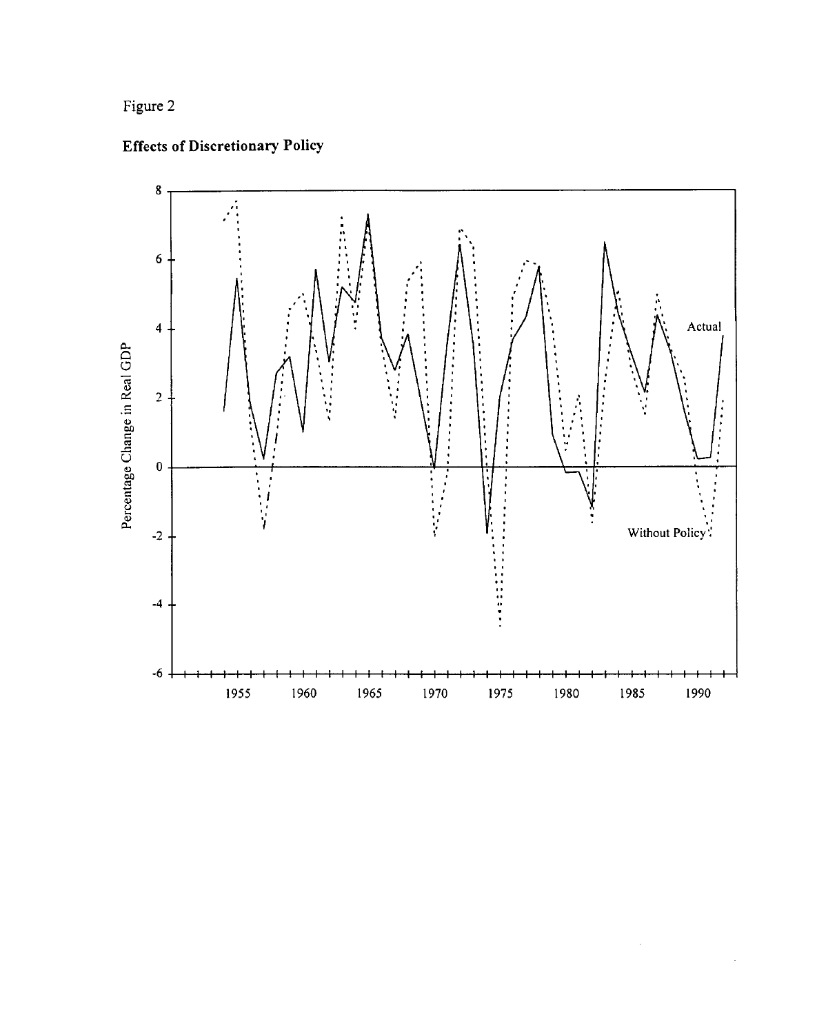Figure 2

**Effects of Discretionary Policy**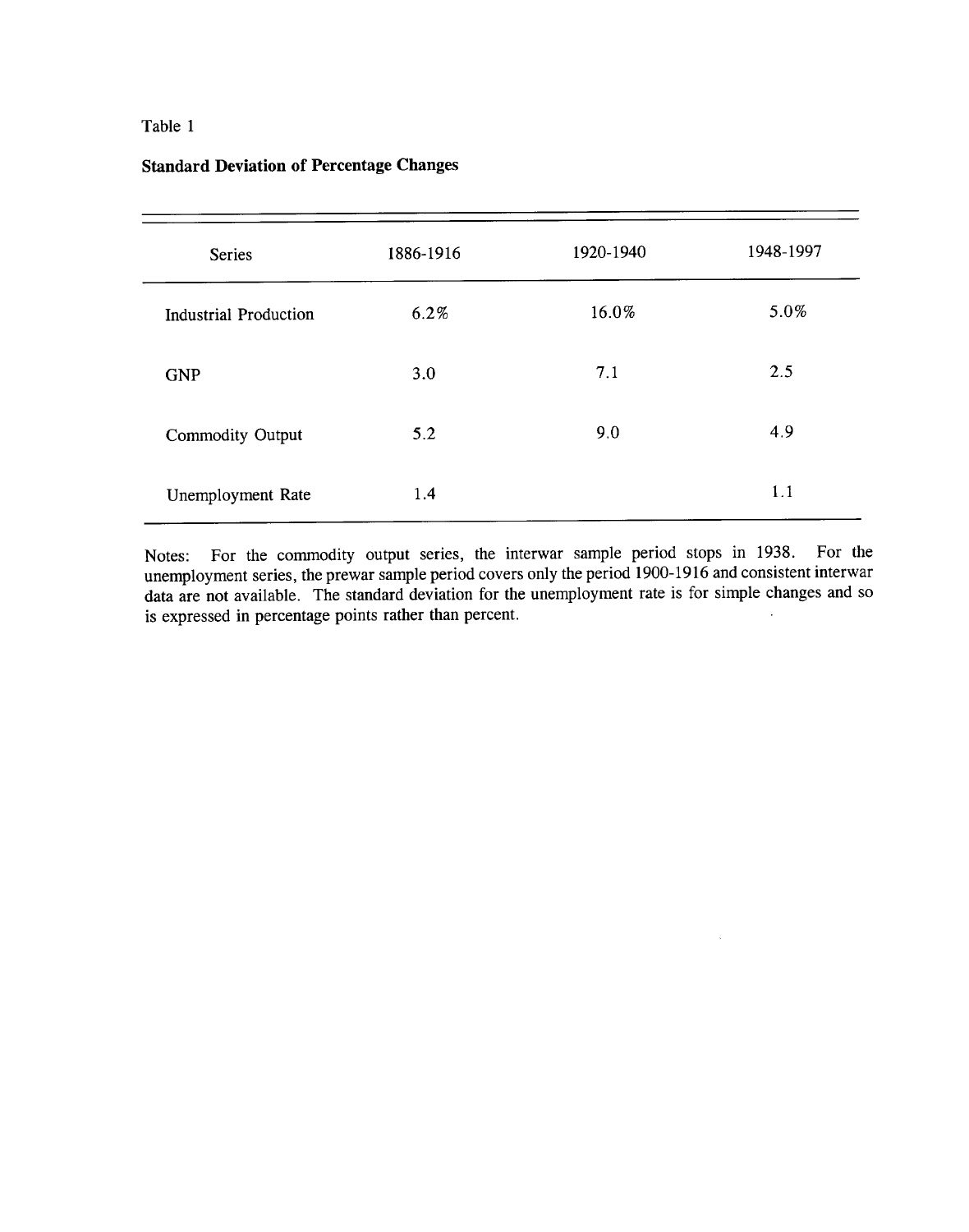Table 1

**Standard Deviation of Percentage Changes**

| Series | 1886-1916 | 1920-1940 | 1948-1997 |
|---|---|---|---|
| Industrial Production | 6.2% | 16.0% | 5.0% |
| GNP | 3.0 | 7.1 | 2.5 |
| Commodity Output | 5.2 | 9.0 | 4.9 |
| Unemployment Rate | 1.4 | | 1.1 |

Notes: For the commodity output series, the interwar sample period stops in 1938. For the unemployment series, the prewar sample period covers only the period 1900-1916 and consistent interwar data are not available. The standard deviation for the unemployment rate is for simple changes and so is expressed in percentage points rather than percent.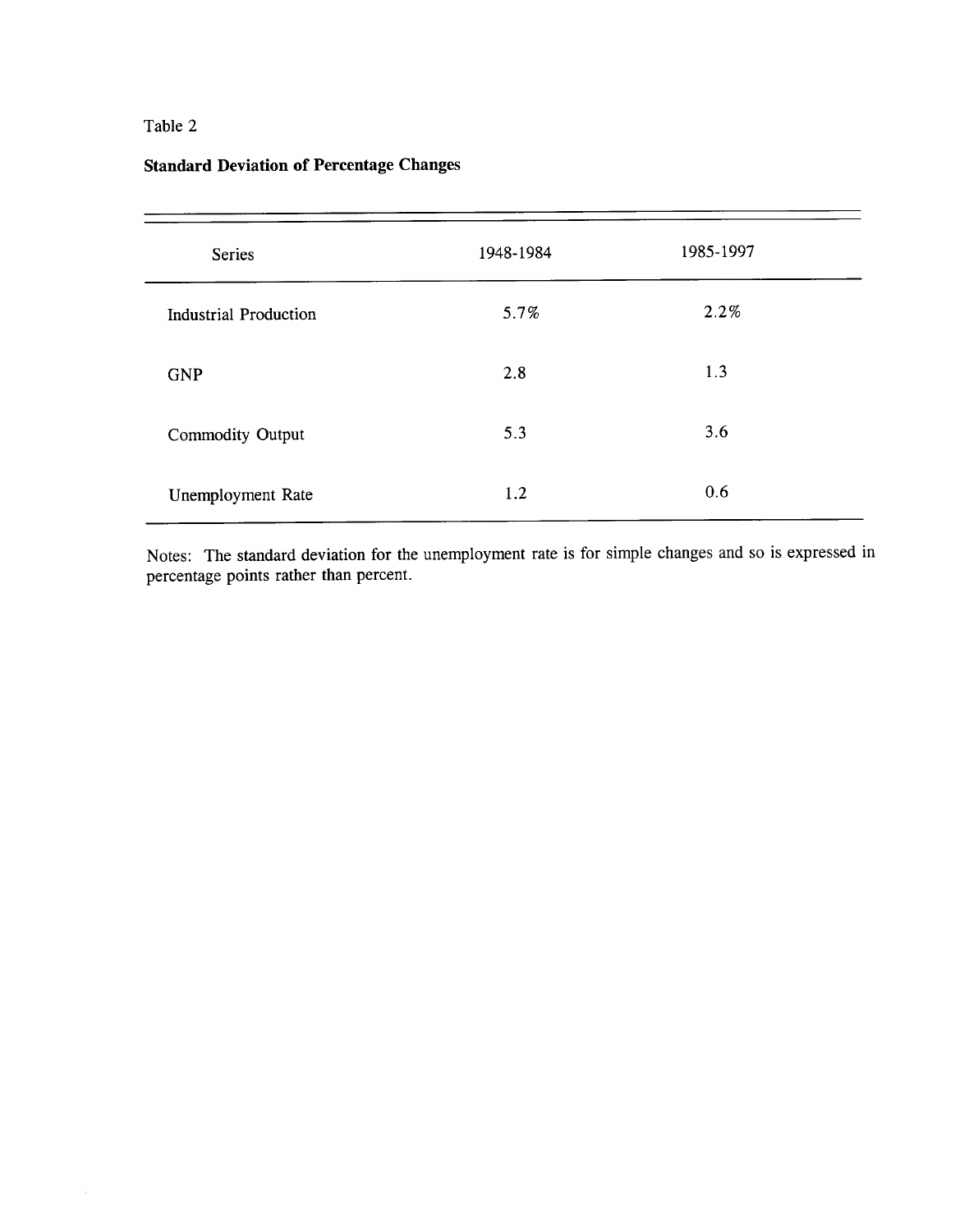Table 2

**Standard Deviation of Percentage Changes**

| Series | 1948-1984 | 1985-1997 |
|---|---|---|
| Industrial Production | 5.7% | 2.2% |
| GNP | 2.8 | 1.3 |
| Commodity Output | 5.3 | 3.6 |
| Unemployment Rate | 1.2 | 0.6 |

Notes: The standard deviation for the unemployment rate is for simple changes and so is expressed in percentage points rather than percent.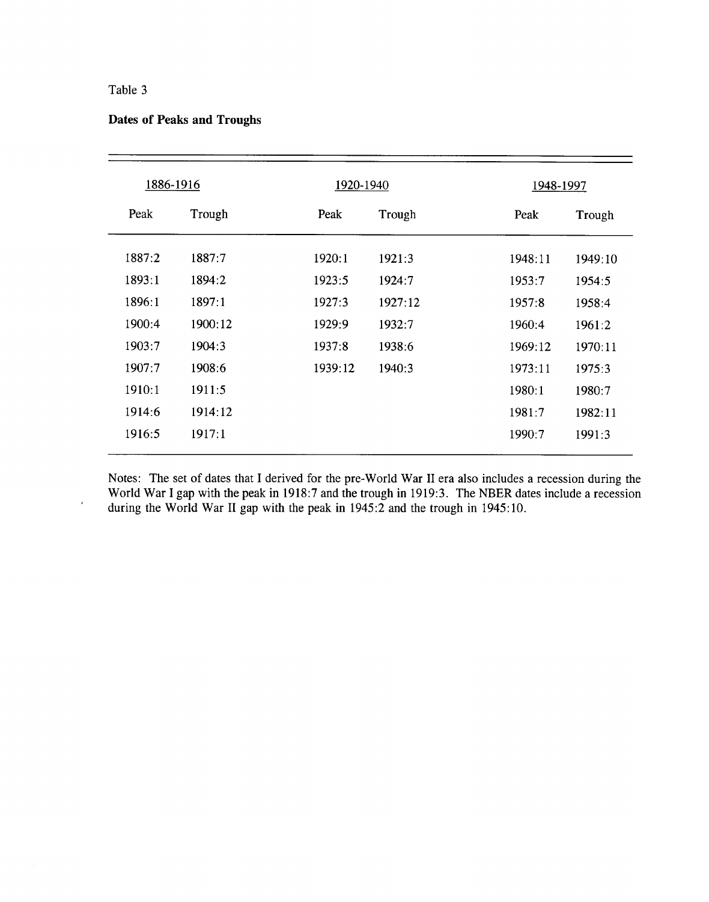Table 3

**Dates of Peaks and Troughs**

| 1886-1916 | | 1920-1940 | | 1948-1997 | |
|---|---|---|---|---|---|
| Peak | Trough | Peak | Trough | Peak | Trough |
| 1887:2 | 1887:7 | 1920:1 | 1921:3 | 1948:11 | 1949:10 |
| 1893:1 | 1894:2 | 1923:5 | 1924:7 | 1953:7 | 1954:5 |
| 1896:1 | 1897:1 | 1927:3 | 1927:12 | 1957:8 | 1958:4 |
| 1900:4 | 1900:12 | 1929:9 | 1932:7 | 1960:4 | 1961:2 |
| 1903:7 | 1904:3 | 1937:8 | 1938:6 | 1969:12 | 1970:11 |
| 1907:7 | 1908:6 | 1939:12 | 1940:3 | 1973:11 | 1975:3 |
| 1910:1 | 1911:5 | | | 1980:1 | 1980:7 |
| 1914:6 | 1914:12 | | | 1981:7 | 1982:11 |
| 1916:5 | 1917:1 | | | 1990:7 | 1991:3 |

Notes: The set of dates that I derived for the pre-World War II era also includes a recession during the World War I gap with the peak in 1918:7 and the trough in 1919:3. The NBER dates include a recession during the World War II gap with the peak in 1945:2 and the trough in 1945:10.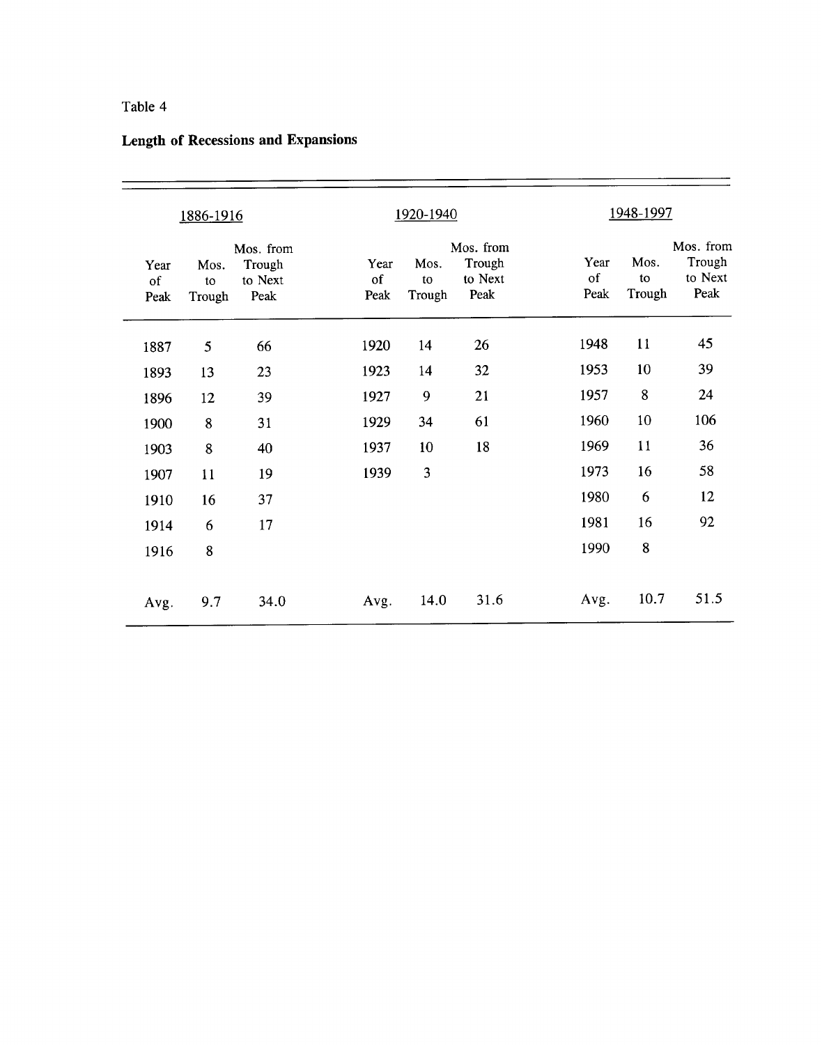Table 4

**Length of Recessions and Expansions**

| 1886-1916 | | | 1920-1940 | | | 1948-1997 | | |
|---|---|---|---|---|---|---|---|---|
| Year of Peak | Mos. to Trough | Mos. from Trough to Next Peak | Year of Peak | Mos. to Trough | Mos. from Trough to Next Peak | Year of Peak | Mos. to Trough | Mos. from Trough to Next Peak |
| 1887 | 5 | 66 | 1920 | 14 | 26 | 1948 | 11 | 45 |
| 1893 | 13 | 23 | 1923 | 14 | 32 | 1953 | 10 | 39 |
| 1896 | 12 | 39 | 1927 | 9 | 21 | 1957 | 8 | 24 |
| 1900 | 8 | 31 | 1929 | 34 | 61 | 1960 | 10 | 106 |
| 1903 | 8 | 40 | 1937 | 10 | 18 | 1969 | 11 | 36 |
| 1907 | 11 | 19 | 1939 | 3 | | 1973 | 16 | 58 |
| 1910 | 16 | 37 | | | | 1980 | 6 | 12 |
| 1914 | 6 | 17 | | | | 1981 | 16 | 92 |
| 1916 | 8 | | | | | 1990 | 8 | |
| Avg. | 9.7 | 34.0 | Avg. | 14.0 | 31.6 | Avg. | 10.7 | 51.5 |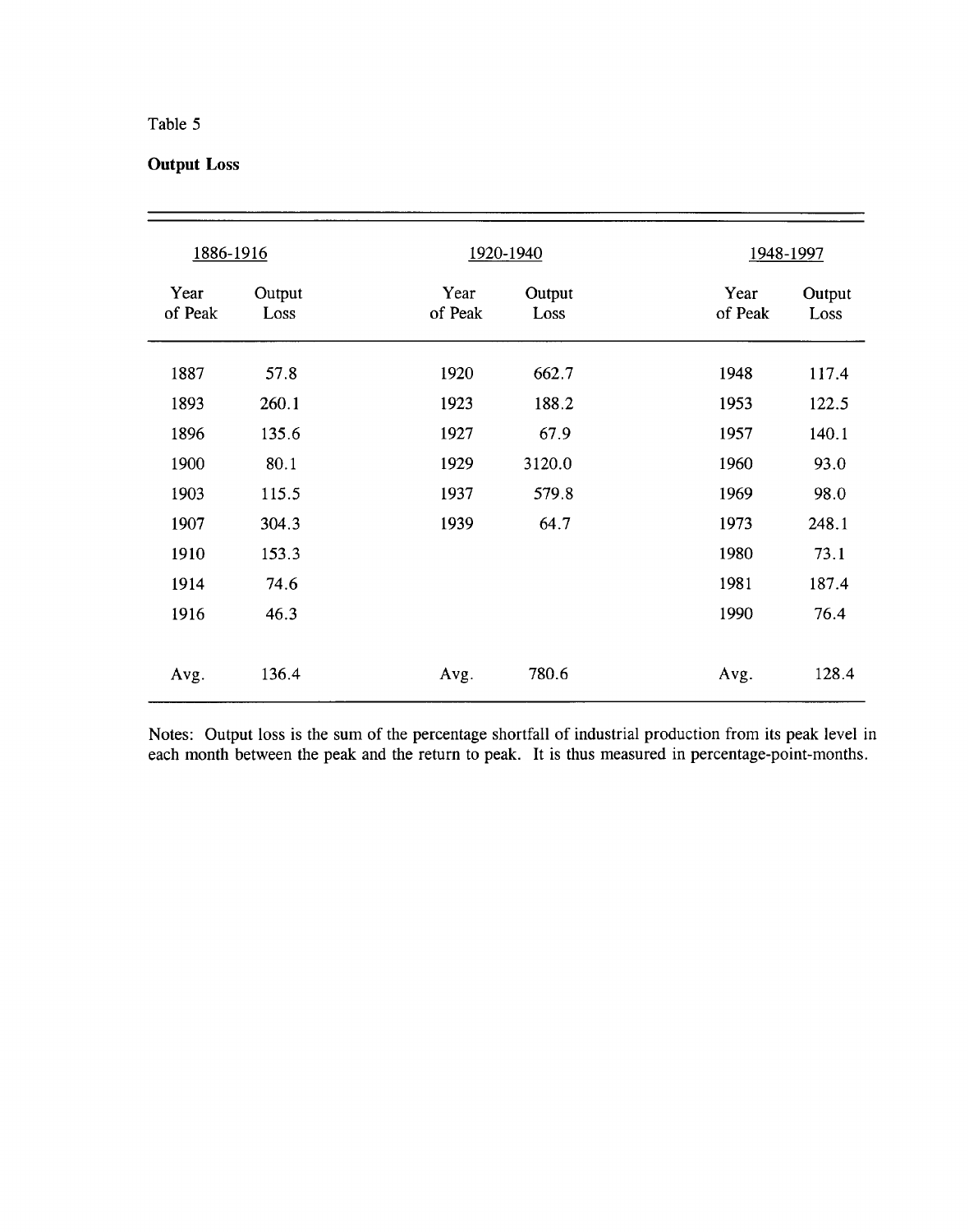Table 5

**Output Loss**

| 1886-1916 | | 1920-1940 | | 1948-1997 | |
|---|---|---|---|---|---|
| Year of Peak | Output Loss | Year of Peak | Output Loss | Year of Peak | Output Loss |
| 1887 | 57.8 | 1920 | 662.7 | 1948 | 117.4 |
| 1893 | 260.1 | 1923 | 188.2 | 1953 | 122.5 |
| 1896 | 135.6 | 1927 | 67.9 | 1957 | 140.1 |
| 1900 | 80.1 | 1929 | 3120.0 | 1960 | 93.0 |
| 1903 | 115.5 | 1937 | 579.8 | 1969 | 98.0 |
| 1907 | 304.3 | 1939 | 64.7 | 1973 | 248.1 |
| 1910 | 153.3 | | | 1980 | 73.1 |
| 1914 | 74.6 | | | 1981 | 187.4 |
| 1916 | 46.3 | | | 1990 | 76.4 |
| Avg. | 136.4 | Avg. | 780.6 | Avg. | 128.4 |

Notes: Output loss is the sum of the percentage shortfall of industrial production from its peak level in each month between the peak and the return to peak. It is thus measured in percentage-point-months.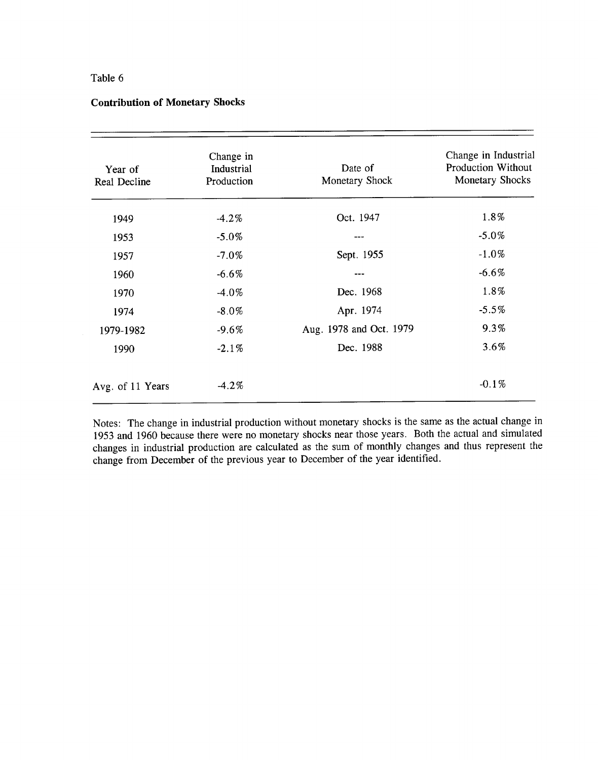Table 6

**Contribution of Monetary Shocks**

| Year of Real Decline | Change in Industrial Production | Date of Monetary Shock | Change in Industrial Production Without Monetary Shocks |
|---|---|---|---|
| 1949 | -4.2% | Oct. 1947 | 1.8% |
| 1953 | -5.0% | --- | -5.0% |
| 1957 | -7.0% | Sept. 1955 | -1.0% |
| 1960 | -6.6% | --- | -6.6% |
| 1970 | -4.0% | Dec. 1968 | 1.8% |
| 1974 | -8.0% | Apr. 1974 | -5.5% |
| 1979-1982 | -9.6% | Aug. 1978 and Oct. 1979 | 9.3% |
| 1990 | -2.1% | Dec. 1988 | 3.6% |
| Avg. of 11 Years | -4.2% | | -0.1% |

Notes: The change in industrial production without monetary shocks is the same as the actual change in 1953 and 1960 because there were no monetary shocks near those years. Both the actual and simulated changes in industrial production are calculated as the sum of monthly changes and thus represent the change from December of the previous year to December of the year identified.